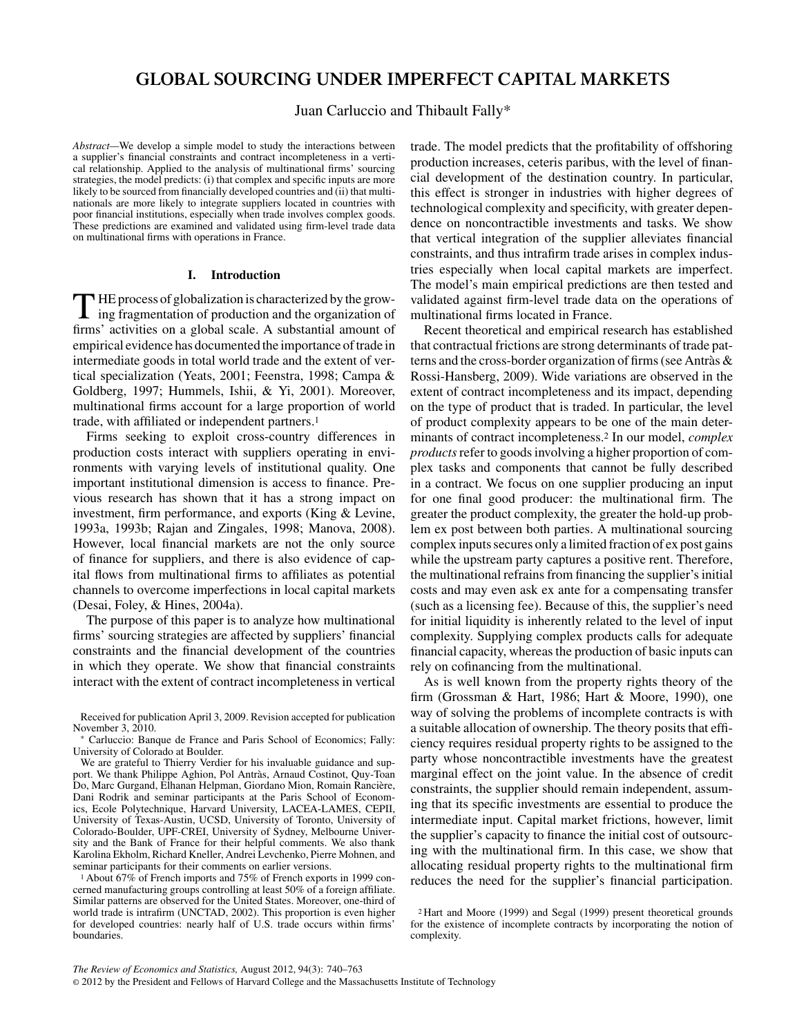# GLOBAL SOURCING UNDER IMPERFECT CAPITAL MARKETS

Juan Carluccio and Thibault Fally*

*Abstract*—We develop a simple model to study the interactions between a supplier's financial constraints and contract incompleteness in a vertical relationship. Applied to the analysis of multinational firms' sourcing strategies, the model predicts: (i) that complex and specific inputs are more likely to be sourced from financially developed countries and (ii) that multinationals are more likely to integrate suppliers located in countries with poor financial institutions, especially when trade involves complex goods. These predictions are examined and validated using firm-level trade data on multinational firms with operations in France.

## I. Introduction

The process of globalization is characterized by the growing fragmentation of production and the organization of firms' activities on a global scale. A substantial amount of empirical evidence has documented the importance of trade in intermediate goods in total world trade and the extent of vertical specialization (Yeats, 2001; Feenstra, 1998; Campa & Goldberg, 1997; Hummels, Ishii, & Yi, 2001). Moreover, multinational firms account for a large proportion of world trade, with affiliated or independent partners.[1]

Firms seeking to exploit cross-country differences in production costs interact with suppliers operating in environments with varying levels of institutional quality. One important institutional dimension is access to finance. Previous research has shown that it has a strong impact on investment, firm performance, and exports (King & Levine, 1993a, 1993b; Rajan and Zingales, 1998; Manova, 2008). However, local financial markets are not the only source of finance for suppliers, and there is also evidence of capital flows from multinational firms to affiliates as potential channels to overcome imperfections in local capital markets (Desai, Foley, & Hines, 2004a).

The purpose of this paper is to analyze how multinational firms' sourcing strategies are affected by suppliers' financial constraints and the financial development of the countries in which they operate. We show that financial constraints interact with the extent of contract incompleteness in vertical trade. The model predicts that the profitability of offshoring production increases, ceteris paribus, with the level of financial development of the destination country. In particular, this effect is stronger in industries with higher degrees of technological complexity and specificity, with greater dependence on noncontractible investments and tasks. We show that vertical integration of the supplier alleviates financial constraints, and thus intrafirm trade arises in complex industries especially when local capital markets are imperfect. The model's main empirical predictions are then tested and validated against firm-level trade data on the operations of multinational firms located in France.

Recent theoretical and empirical research has established that contractual frictions are strong determinants of trade patterns and the cross-border organization of firms (see Antràs & Rossi-Hansberg, 2009). Wide variations are observed in the extent of contract incompleteness and its impact, depending on the type of product that is traded. In particular, the level of product complexity appears to be one of the main determinants of contract incompleteness.[2] In our model, *complex products* refer to goods involving a higher proportion of complex tasks and components that cannot be fully described in a contract. We focus on one supplier producing an input for one final good producer: the multinational firm. The greater the product complexity, the greater the hold-up problem ex post between both parties. A multinational sourcing complex inputs secures only a limited fraction of ex post gains while the upstream party captures a positive rent. Therefore, the multinational refrains from financing the supplier's initial costs and may even ask ex ante for a compensating transfer (such as a licensing fee). Because of this, the supplier's need for initial liquidity is inherently related to the level of input complexity. Supplying complex products calls for adequate financial capacity, whereas the production of basic inputs can rely on cofinancing from the multinational.

As is well known from the property rights theory of the firm (Grossman & Hart, 1986; Hart & Moore, 1990), one way of solving the problems of incomplete contracts is with a suitable allocation of ownership. The theory posits that efficiency requires residual property rights to be assigned to the party whose noncontractible investments have the greatest marginal effect on the joint value. In the absence of credit constraints, the supplier should remain independent, assuming that its specific investments are essential to produce the intermediate input. Capital market frictions, however, limit the supplier's capacity to finance the initial cost of outsourcing with the multinational firm. In this case, we show that allocating residual property rights to the multinational firm reduces the need for the supplier's financial participation.

Received for publication April 3, 2009. Revision accepted for publication November 3, 2010.

\* Carluccio: Banque de France and Paris School of Economics; Fally: University of Colorado at Boulder.

We are grateful to Thierry Verdier for his invaluable guidance and support. We thank Philippe Aghion, Pol Antràs, Arnaud Costinot, Quy-Toan Do, Marc Gurgand, Elhanan Helpman, Giordano Mion, Romain Rancière, Dani Rodrik and seminar participants at the Paris School of Economics, Ecole Polytechnique, Harvard University, LACEA-LAMES, CEPII, University of Texas-Austin, UCSD, University of Toronto, University of Colorado-Boulder, UPF-CREI, University of Sydney, Melbourne University and the Bank of France for their helpful comments. We also thank Karolina Ekholm, Richard Kneller, Andrei Levchenko, Pierre Mohnen, and seminar participants for their comments on earlier versions.

[1] About 67% of French imports and 75% of French exports in 1999 concerned manufacturing groups controlling at least 50% of a foreign affiliate. Similar patterns are observed for the United States. Moreover, one-third of world trade is intrafirm (UNCTAD, 2002). This proportion is even higher for developed countries: nearly half of U.S. trade occurs within firms' boundaries.

[2] Hart and Moore (1999) and Segal (1999) present theoretical grounds for the existence of incomplete contracts by incorporating the notion of complexity.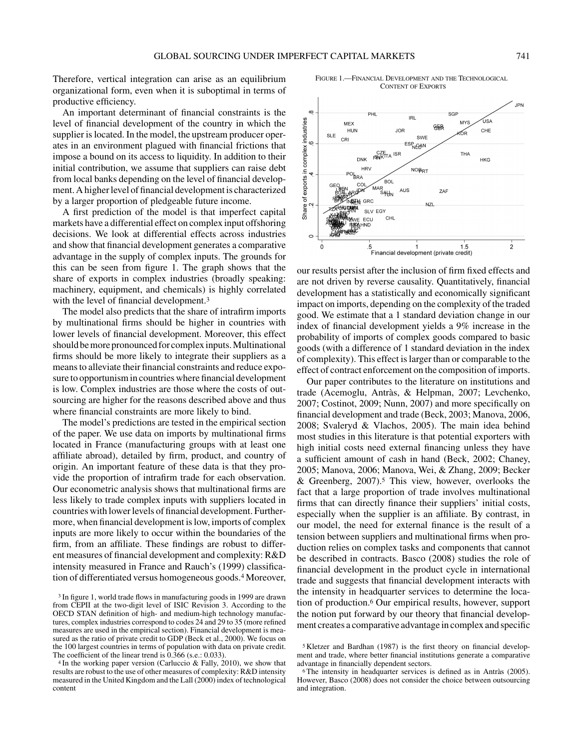Therefore, vertical integration can arise as an equilibrium organizational form, even when it is suboptimal in terms of productive efficiency.

An important determinant of financial constraints is the level of financial development of the country in which the supplier is located. In the model, the upstream producer operates in an environment plagued with financial frictions that impose a bound on its access to liquidity. In addition to their initial contribution, we assume that suppliers can raise debt from local banks depending on the level of financial development. A higher level of financial development is characterized by a larger proportion of pledgeable future income.

A first prediction of the model is that imperfect capital markets have a differential effect on complex input offshoring decisions. We look at differential effects across industries and show that financial development generates a comparative advantage in the supply of complex inputs. The grounds for this can be seen from figure 1. The graph shows that the share of exports in complex industries (broadly speaking: machinery, equipment, and chemicals) is highly correlated with the level of financial development.[3]

The model also predicts that the share of intrafirm imports by multinational firms should be higher in countries with lower levels of financial development. Moreover, this effect should be more pronounced for complex inputs. Multinational firms should be more likely to integrate their suppliers as a means to alleviate their financial constraints and reduce exposure to opportunism in countries where financial development is low. Complex industries are those where the costs of outsourcing are higher for the reasons described above and thus where financial constraints are more likely to bind.

The model's predictions are tested in the empirical section of the paper. We use data on imports by multinational firms located in France (manufacturing groups with at least one affiliate abroad), detailed by firm, product, and country of origin. An important feature of these data is that they provide the proportion of intrafirm trade for each observation. Our econometric analysis shows that multinational firms are less likely to trade complex inputs with suppliers located in countries with lower levels of financial development. Furthermore, when financial development is low, imports of complex inputs are more likely to occur within the boundaries of the firm, from an affiliate. These findings are robust to different measures of financial development and complexity: R&D intensity measured in France and Rauch's (1999) classification of differentiated versus homogeneous goods.[4] Moreover, our results persist after the inclusion of firm fixed effects and are not driven by reverse causality. Quantitatively, financial development has a statistically and economically significant impact on imports, depending on the complexity of the traded good. We estimate that a 1 standard deviation change in our index of financial development yields a 9% increase in the probability of imports of complex goods compared to basic goods (with a difference of 1 standard deviation in the index of complexity). This effect is larger than or comparable to the effect of contract enforcement on the composition of imports.

Figure 1.—Financial Development and the Technological Content of Exports

Our paper contributes to the literature on institutions and trade (Acemoglu, Antràs, & Helpman, 2007; Levchenko, 2007; Costinot, 2009; Nunn, 2007) and more specifically on financial development and trade (Beck, 2003; Manova, 2006, 2008; Svaleryd & Vlachos, 2005). The main idea behind most studies in this literature is that potential exporters with high initial costs need external financing unless they have a sufficient amount of cash in hand (Beck, 2002; Chaney, 2005; Manova, 2006; Manova, Wei, & Zhang, 2009; Becker & Greenberg, 2007).[5] This view, however, overlooks the fact that a large proportion of trade involves multinational firms that can directly finance their suppliers' initial costs, especially when the supplier is an affiliate. By contrast, in our model, the need for external finance is the result of a tension between suppliers and multinational firms when production relies on complex tasks and components that cannot be described in contracts. Basco (2008) studies the role of financial development in the product cycle in international trade and suggests that financial development interacts with the intensity in headquarter services to determine the location of production.[6] Our empirical results, however, support the notion put forward by our theory that financial development creates a comparative advantage in complex and specific

[3] In figure 1, world trade flows in manufacturing goods in 1999 are drawn from CEPII at the two-digit level of ISIC Revision 3. According to the OECD STAN definition of high- and medium-high technology manufactures, complex industries correspond to codes 24 and 29 to 35 (more refined measures are used in the empirical section). Financial development is measured as the ratio of private credit to GDP (Beck et al., 2000). We focus on the 100 largest countries in terms of population with data on private credit. The coefficient of the linear trend is 0.366 (s.e.: 0.033).

[4] In the working paper version (Carluccio & Fally, 2010), we show that results are robust to the use of other measures of complexity: R&D intensity measured in the United Kingdom and the Lall (2000) index of technological content

[5] Kletzer and Bardhan (1987) is the first theory on financial development and trade, where better financial institutions generate a comparative advantage in financially dependent sectors.

[6] The intensity in headquarter services is defined as in Antràs (2005). However, Basco (2008) does not consider the choice between outsourcing and integration.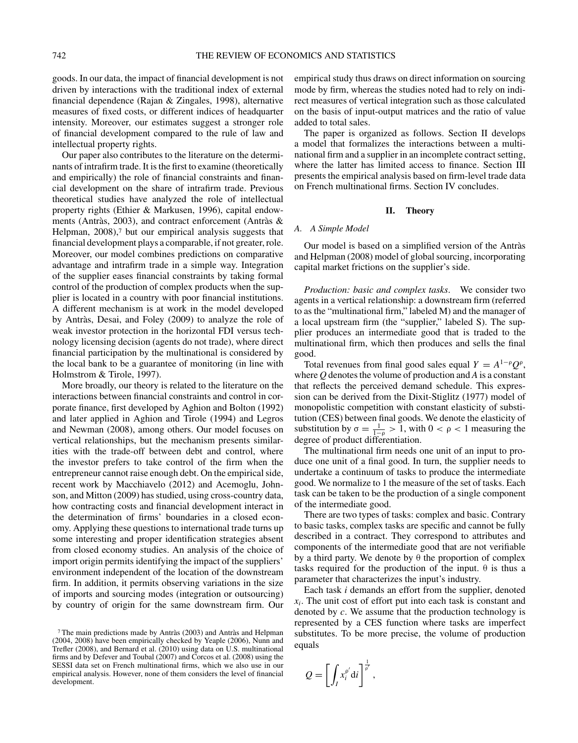goods. In our data, the impact of financial development is not driven by interactions with the traditional index of external financial dependence (Rajan & Zingales, 1998), alternative measures of fixed costs, or different indices of headquarter intensity. Moreover, our estimates suggest a stronger role of financial development compared to the rule of law and intellectual property rights.

Our paper also contributes to the literature on the determinants of intrafirm trade. It is the first to examine (theoretically and empirically) the role of financial constraints and financial development on the share of intrafirm trade. Previous theoretical studies have analyzed the role of intellectual property rights (Ethier & Markusen, 1996), capital endowments (Antràs, 2003), and contract enforcement (Antràs & Helpman, 2008),[7] but our empirical analysis suggests that financial development plays a comparable, if not greater, role. Moreover, our model combines predictions on comparative advantage and intrafirm trade in a simple way. Integration of the supplier eases financial constraints by taking formal control of the production of complex products when the supplier is located in a country with poor financial institutions. A different mechanism is at work in the model developed by Antràs, Desai, and Foley (2009) to analyze the role of weak investor protection in the horizontal FDI versus technology licensing decision (agents do not trade), where direct financial participation by the multinational is considered by the local bank to be a guarantee of monitoring (in line with Holmstrom & Tirole, 1997).

More broadly, our theory is related to the literature on the interactions between financial constraints and control in corporate finance, first developed by Aghion and Bolton (1992) and later applied in Aghion and Tirole (1994) and Legros and Newman (2008), among others. Our model focuses on vertical relationships, but the mechanism presents similarities with the trade-off between debt and control, where the investor prefers to take control of the firm when the entrepreneur cannot raise enough debt. On the empirical side, recent work by Macchiavelo (2012) and Acemoglu, Johnson, and Mitton (2009) has studied, using cross-country data, how contracting costs and financial development interact in the determination of firms' boundaries in a closed economy. Applying these questions to international trade turns up some interesting and proper identification strategies absent from closed economy studies. An analysis of the choice of import origin permits identifying the impact of the suppliers' environment independent of the location of the downstream firm. In addition, it permits observing variations in the size of imports and sourcing modes (integration or outsourcing) by country of origin for the same downstream firm. Our empirical study thus draws on direct information on sourcing mode by firm, whereas the studies noted had to rely on indirect measures of vertical integration such as those calculated on the basis of input-output matrices and the ratio of value added to total sales.

The paper is organized as follows. Section II develops a model that formalizes the interactions between a multinational firm and a supplier in an incomplete contract setting, where the latter has limited access to finance. Section III presents the empirical analysis based on firm-level trade data on French multinational firms. Section IV concludes.

## II. Theory

### A. A Simple Model

Our model is based on a simplified version of the Antràs and Helpman (2008) model of global sourcing, incorporating capital market frictions on the supplier's side.

*Production: basic and complex tasks.* We consider two agents in a vertical relationship: a downstream firm (referred to as the "multinational firm," labeled M) and the manager of a local upstream firm (the "supplier," labeled S). The supplier produces an intermediate good that is traded to the multinational firm, which then produces and sells the final good.

Total revenues from final good sales equal $Y = A^{1-\rho}Q^{\rho}$, where $Q$ denotes the volume of production and $A$ is a constant that reflects the perceived demand schedule. This expression can be derived from the Dixit-Stiglitz (1977) model of monopolistic competition with constant elasticity of substitution (CES) between final goods. We denote the elasticity of substitution by $\sigma = \frac{1}{1-\rho} > 1$, with $0 < \rho < 1$ measuring the degree of product differentiation.

The multinational firm needs one unit of an input to produce one unit of a final good. In turn, the supplier needs to undertake a continuum of tasks to produce the intermediate good. We normalize to 1 the measure of the set of tasks. Each task can be taken to be the production of a single component of the intermediate good.

There are two types of tasks: complex and basic. Contrary to basic tasks, complex tasks are specific and cannot be fully described in a contract. They correspond to attributes and components of the intermediate good that are not verifiable by a third party. We denote by $\theta$ the proportion of complex tasks required for the production of the input. $\theta$ is thus a parameter that characterizes the input's industry.

Each task $i$ demands an effort from the supplier, denoted $x_i$. The unit cost of effort put into each task is constant and denoted by $c$. We assume that the production technology is represented by a CES function where tasks are imperfect substitutes. To be more precise, the volume of production equals

$$Q = \left[ \int_I x_i^{\rho'} \mathrm{d}i \right]^{\frac{1}{\rho'}},$$

[7] The main predictions made by Antràs (2003) and Antràs and Helpman (2004, 2008) have been empirically checked by Yeaple (2006), Nunn and Trefler (2008), and Bernard et al. (2010) using data on U.S. multinational firms and by Defever and Toubal (2007) and Corcos et al. (2008) using the SESSI data set on French multinational firms, which we also use in our empirical analysis. However, none of them considers the level of financial development.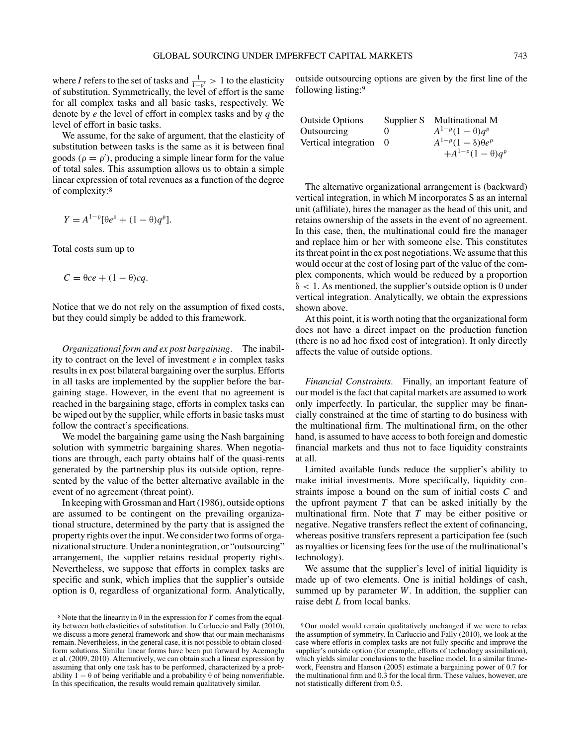where $I$ refers to the set of tasks and $\frac{1}{1-\rho'} > 1$ to the elasticity of substitution. Symmetrically, the level of effort is the same for all complex tasks and all basic tasks, respectively. We denote by $e$ the level of effort in complex tasks and by $q$ the level of effort in basic tasks.

We assume, for the sake of argument, that the elasticity of substitution between tasks is the same as it is between final goods ($\rho = \rho'$), producing a simple linear form for the value of total sales. This assumption allows us to obtain a simple linear expression of total revenues as a function of the degree of complexity:[8]

$$Y = A^{1-\rho}[\theta e^{\rho} + (1-\theta)q^{\rho}].$$

Total costs sum up to

$$C = \theta ce + (1-\theta)cq.$$

Notice that we do not rely on the assumption of fixed costs, but they could simply be added to this framework.

*Organizational form and ex post bargaining*. The inability to contract on the level of investment $e$ in complex tasks results in ex post bilateral bargaining over the surplus. Efforts in all tasks are implemented by the supplier before the bargaining stage. However, in the event that no agreement is reached in the bargaining stage, efforts in complex tasks can be wiped out by the supplier, while efforts in basic tasks must follow the contract's specifications.

We model the bargaining game using the Nash bargaining solution with symmetric bargaining shares. When negotiations are through, each party obtains half of the quasi-rents generated by the partnership plus its outside option, represented by the value of the better alternative available in the event of no agreement (threat point).

In keeping with Grossman and Hart (1986), outside options are assumed to be contingent on the prevailing organizational structure, determined by the party that is assigned the property rights over the input. We consider two forms of organizational structure. Under a nonintegration, or "outsourcing" arrangement, the supplier retains residual property rights. Nevertheless, we suppose that efforts in complex tasks are specific and sunk, which implies that the supplier's outside option is 0, regardless of organizational form. Analytically, outside outsourcing options are given by the first line of the following listing:[9]

| Outside Options | Supplier S | Multinational M |
|---|---|---|
| Outsourcing | 0 | $A^{1-\rho}(1-\theta)q^{\rho}$ |
| Vertical integration | 0 | $A^{1-\rho}(1-\delta)\theta e^{\rho} + A^{1-\rho}(1-\theta)q^{\rho}$ |

The alternative organizational arrangement is (backward) vertical integration, in which M incorporates S as an internal unit (affiliate), hires the manager as the head of this unit, and retains ownership of the assets in the event of no agreement. In this case, then, the multinational could fire the manager and replace him or her with someone else. This constitutes its threat point in the ex post negotiations. We assume that this would occur at the cost of losing part of the value of the complex components, which would be reduced by a proportion $\delta < 1$. As mentioned, the supplier's outside option is 0 under vertical integration. Analytically, we obtain the expressions shown above.

At this point, it is worth noting that the organizational form does not have a direct impact on the production function (there is no ad hoc fixed cost of integration). It only directly affects the value of outside options.

*Financial Constraints*. Finally, an important feature of our model is the fact that capital markets are assumed to work only imperfectly. In particular, the supplier may be financially constrained at the time of starting to do business with the multinational firm. The multinational firm, on the other hand, is assumed to have access to both foreign and domestic financial markets and thus not to face liquidity constraints at all.

Limited available funds reduce the supplier's ability to make initial investments. More specifically, liquidity constraints impose a bound on the sum of initial costs $C$ and the upfront payment $T$ that can be asked initially by the multinational firm. Note that $T$ may be either positive or negative. Negative transfers reflect the extent of cofinancing, whereas positive transfers represent a participation fee (such as royalties or licensing fees for the use of the multinational's technology).

We assume that the supplier's level of initial liquidity is made up of two elements. One is initial holdings of cash, summed up by parameter $W$. In addition, the supplier can raise debt $L$ from local banks.

[8] Note that the linearity in $\theta$ in the expression for $Y$ comes from the equality between both elasticities of substitution. In Carluccio and Fally (2010), we discuss a more general framework and show that our main mechanisms remain. Nevertheless, in the general case, it is not possible to obtain closed-form solutions. Similar linear forms have been put forward by Acemoglu et al. (2009, 2010). Alternatively, we can obtain such a linear expression by assuming that only one task has to be performed, characterized by a probability $1-\theta$ of being verifiable and a probability $\theta$ of being nonverifiable. In this specification, the results would remain qualitatively similar.

[9] Our model would remain qualitatively unchanged if we were to relax the assumption of symmetry. In Carluccio and Fally (2010), we look at the case where efforts in complex tasks are not fully specific and improve the supplier's outside option (for example, efforts of technology assimilation), which yields similar conclusions to the baseline model. In a similar framework, Feenstra and Hanson (2005) estimate a bargaining power of 0.7 for the multinational firm and 0.3 for the local firm. These values, however, are not statistically different from 0.5.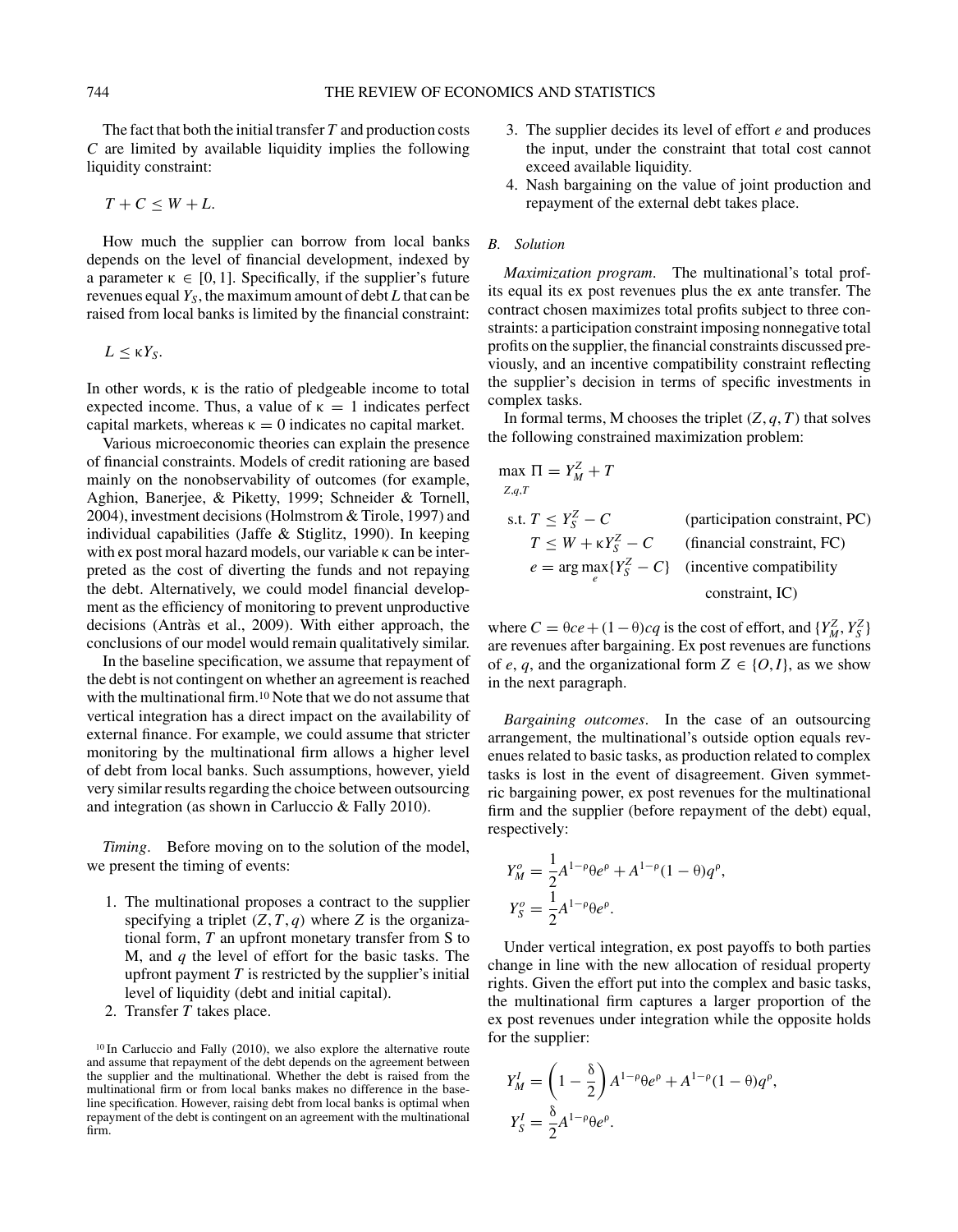The fact that both the initial transfer $T$ and production costs $C$ are limited by available liquidity implies the following liquidity constraint:

$$T + C \leq W + L.$$

How much the supplier can borrow from local banks depends on the level of financial development, indexed by a parameter $\kappa \in [0, 1]$. Specifically, if the supplier's future revenues equal $Y_S$, the maximum amount of debt $L$ that can be raised from local banks is limited by the financial constraint:

$$L \leq \kappa Y_S.$$

In other words, $\kappa$ is the ratio of pledgeable income to total expected income. Thus, a value of $\kappa = 1$ indicates perfect capital markets, whereas $\kappa = 0$ indicates no capital market.

Various microeconomic theories can explain the presence of financial constraints. Models of credit rationing are based mainly on the nonobservability of outcomes (for example, Aghion, Banerjee, & Piketty, 1999; Schneider & Tornell, 2004), investment decisions (Holmstrom & Tirole, 1997) and individual capabilities (Jaffe & Stiglitz, 1990). In keeping with ex post moral hazard models, our variable $\kappa$ can be interpreted as the cost of diverting the funds and not repaying the debt. Alternatively, we could model financial development as the efficiency of monitoring to prevent unproductive decisions (Antràs et al., 2009). With either approach, the conclusions of our model would remain qualitatively similar.

In the baseline specification, we assume that repayment of the debt is not contingent on whether an agreement is reached with the multinational firm.[10] Note that we do not assume that vertical integration has a direct impact on the availability of external finance. For example, we could assume that stricter monitoring by the multinational firm allows a higher level of debt from local banks. Such assumptions, however, yield very similar results regarding the choice between outsourcing and integration (as shown in Carluccio & Fally 2010).

*Timing*. Before moving on to the solution of the model, we present the timing of events:

1. The multinational proposes a contract to the supplier specifying a triplet $(Z, T, q)$ where $Z$ is the organizational form, $T$ an upfront monetary transfer from S to M, and $q$ the level of effort for the basic tasks. The upfront payment $T$ is restricted by the supplier's initial level of liquidity (debt and initial capital).
2. Transfer $T$ takes place.
3. The supplier decides its level of effort $e$ and produces the input, under the constraint that total cost cannot exceed available liquidity.
4. Nash bargaining on the value of joint production and repayment of the external debt takes place.

[10] In Carluccio and Fally (2010), we also explore the alternative route and assume that repayment of the debt depends on the agreement between the supplier and the multinational. Whether the debt is raised from the multinational firm or from local banks makes no difference in the baseline specification. However, raising debt from local banks is optimal when repayment of the debt is contingent on an agreement with the multinational firm.

## B. Solution

*Maximization program*. The multinational's total profits equal its ex post revenues plus the ex ante transfer. The contract chosen maximizes total profits subject to three constraints: a participation constraint imposing nonnegative total profits on the supplier, the financial constraints discussed previously, and an incentive compatibility constraint reflecting the supplier's decision in terms of specific investments in complex tasks.

In formal terms, M chooses the triplet $(Z, q, T)$ that solves the following constrained maximization problem:

$$\max_{Z,q,T} \Pi = Y_M^Z + T$$

$$\text{s.t. } T \leq Y_S^Z - C \qquad \text{(participation constraint, PC)}$$

$$T \leq W + \kappa Y_S^Z - C \qquad \text{(financial constraint, FC)}$$

$$e = \arg\max_e \{Y_S^Z - C\} \qquad \text{(incentive compatibility constraint, IC)}$$

where $C = \theta ce + (1 - \theta)cq$ is the cost of effort, and $\{Y_M^Z, Y_S^Z\}$ are revenues after bargaining. Ex post revenues are functions of $e$, $q$, and the organizational form $Z \in \{O, I\}$, as we show in the next paragraph.

*Bargaining outcomes*. In the case of an outsourcing arrangement, the multinational's outside option equals revenues related to basic tasks, as production related to complex tasks is lost in the event of disagreement. Given symmetric bargaining power, ex post revenues for the multinational firm and the supplier (before repayment of the debt) equal, respectively:

$$Y_M^o = \frac{1}{2} A^{1-\rho} \theta e^\rho + A^{1-\rho}(1 - \theta) q^\rho,$$

$$Y_S^o = \frac{1}{2} A^{1-\rho} \theta e^\rho.$$

Under vertical integration, ex post payoffs to both parties change in line with the new allocation of residual property rights. Given the effort put into the complex and basic tasks, the multinational firm captures a larger proportion of the ex post revenues under integration while the opposite holds for the supplier:

$$Y_M^I = \left(1 - \frac{\delta}{2}\right) A^{1-\rho} \theta e^\rho + A^{1-\rho}(1 - \theta) q^\rho,$$

$$Y_S^I = \frac{\delta}{2} A^{1-\rho} \theta e^\rho.$$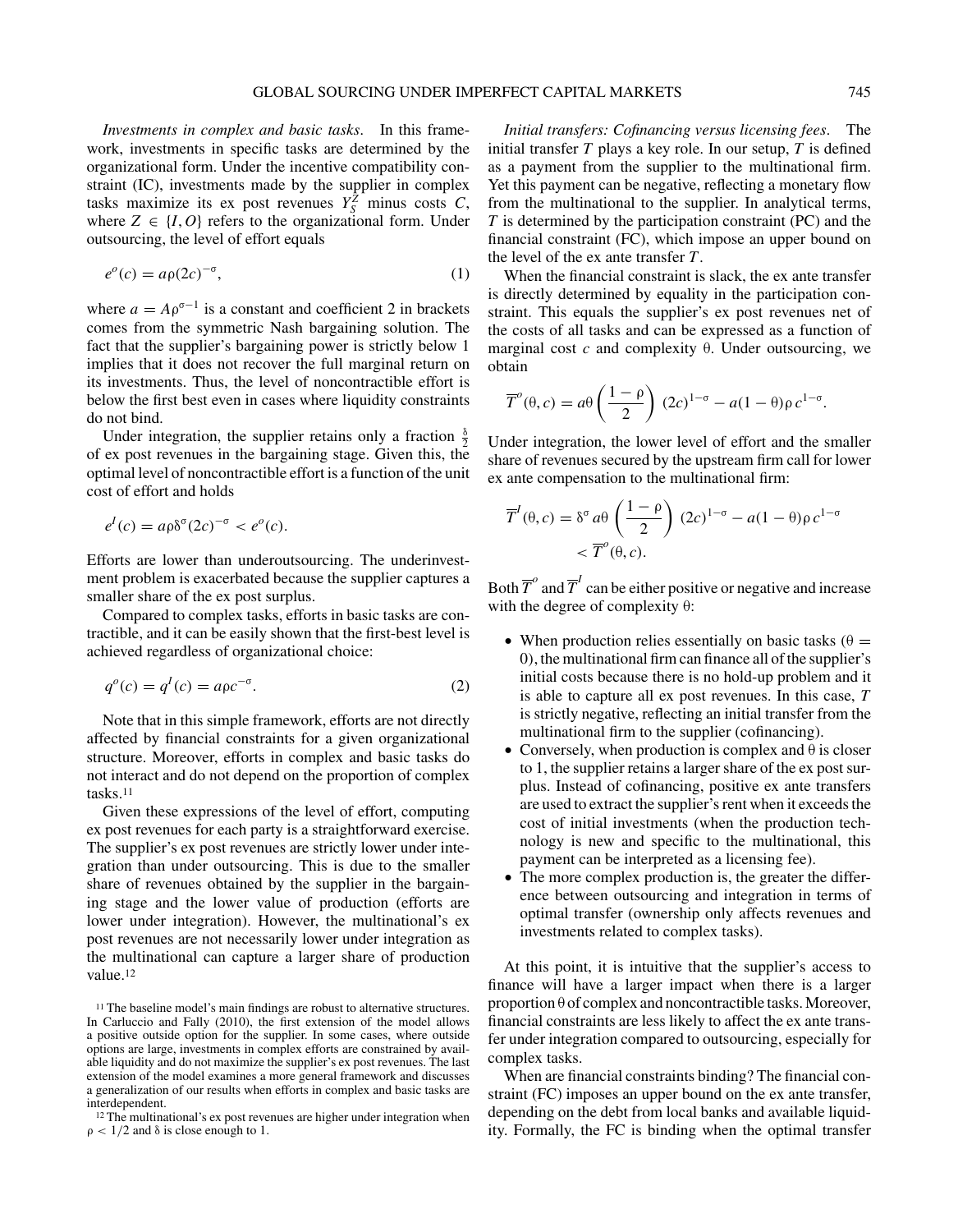*Investments in complex and basic tasks*. In this framework, investments in specific tasks are determined by the organizational form. Under the incentive compatibility constraint (IC), investments made by the supplier in complex tasks maximize its ex post revenues $Y_S^Z$ minus costs $C$, where $Z \in \{I, O\}$ refers to the organizational form. Under outsourcing, the level of effort equals

$$e^o(c) = a\rho(2c)^{-\sigma}, \tag{1}$$

where $a = A\rho^{\sigma-1}$ is a constant and coefficient 2 in brackets comes from the symmetric Nash bargaining solution. The fact that the supplier's bargaining power is strictly below 1 implies that it does not recover the full marginal return on its investments. Thus, the level of noncontractible effort is below the first best even in cases where liquidity constraints do not bind.

Under integration, the supplier retains only a fraction $\frac{\delta}{2}$ of ex post revenues in the bargaining stage. Given this, the optimal level of noncontractible effort is a function of the unit cost of effort and holds

$$e^I(c) = a\rho\delta^\sigma(2c)^{-\sigma} < e^o(c).$$

Efforts are lower than underoutsourcing. The underinvestment problem is exacerbated because the supplier captures a smaller share of the ex post surplus.

Compared to complex tasks, efforts in basic tasks are contractible, and it can be easily shown that the first-best level is achieved regardless of organizational choice:

$$q^o(c) = q^I(c) = a\rho c^{-\sigma}. \tag{2}$$

Note that in this simple framework, efforts are not directly affected by financial constraints for a given organizational structure. Moreover, efforts in complex and basic tasks do not interact and do not depend on the proportion of complex tasks.[11]

Given these expressions of the level of effort, computing ex post revenues for each party is a straightforward exercise. The supplier's ex post revenues are strictly lower under integration than under outsourcing. This is due to the smaller share of revenues obtained by the supplier in the bargaining stage and the lower value of production (efforts are lower under integration). However, the multinational's ex post revenues are not necessarily lower under integration as the multinational can capture a larger share of production value.[12]

*Initial transfers: Cofinancing versus licensing fees*. The initial transfer $T$ plays a key role. In our setup, $T$ is defined as a payment from the supplier to the multinational firm. Yet this payment can be negative, reflecting a monetary flow from the multinational to the supplier. In analytical terms, $T$ is determined by the participation constraint (PC) and the financial constraint (FC), which impose an upper bound on the level of the ex ante transfer $T$.

When the financial constraint is slack, the ex ante transfer is directly determined by equality in the participation constraint. This equals the supplier's ex post revenues net of the costs of all tasks and can be expressed as a function of marginal cost $c$ and complexity $\theta$. Under outsourcing, we obtain

$$\overline{T}^o(\theta, c) = a\theta\left(\frac{1-\rho}{2}\right)(2c)^{1-\sigma} - a(1-\theta)\rho\, c^{1-\sigma}.$$

Under integration, the lower level of effort and the smaller share of revenues secured by the upstream firm call for lower ex ante compensation to the multinational firm:

$$\overline{T}^I(\theta, c) = \delta^\sigma a\theta\left(\frac{1-\rho}{2}\right)(2c)^{1-\sigma} - a(1-\theta)\rho\, c^{1-\sigma} < \overline{T}^o(\theta, c).$$

Both $\overline{T}^o$ and $\overline{T}^I$ can be either positive or negative and increase with the degree of complexity $\theta$:

- When production relies essentially on basic tasks ($\theta = 0$), the multinational firm can finance all of the supplier's initial costs because there is no hold-up problem and it is able to capture all ex post revenues. In this case, $T$ is strictly negative, reflecting an initial transfer from the multinational firm to the supplier (cofinancing).
- Conversely, when production is complex and $\theta$ is closer to 1, the supplier retains a larger share of the ex post surplus. Instead of cofinancing, positive ex ante transfers are used to extract the supplier's rent when it exceeds the cost of initial investments (when the production technology is new and specific to the multinational, this payment can be interpreted as a licensing fee).
- The more complex production is, the greater the difference between outsourcing and integration in terms of optimal transfer (ownership only affects revenues and investments related to complex tasks).

At this point, it is intuitive that the supplier's access to finance will have a larger impact when there is a larger proportion $\theta$ of complex and noncontractible tasks. Moreover, financial constraints are less likely to affect the ex ante transfer under integration compared to outsourcing, especially for complex tasks.

When are financial constraints binding? The financial constraint (FC) imposes an upper bound on the ex ante transfer, depending on the debt from local banks and available liquidity. Formally, the FC is binding when the optimal transfer

[11] The baseline model's main findings are robust to alternative structures. In Carluccio and Fally (2010), the first extension of the model allows a positive outside option for the supplier. In some cases, where outside options are large, investments in complex efforts are constrained by available liquidity and do not maximize the supplier's ex post revenues. The last extension of the model examines a more general framework and discusses a generalization of our results when efforts in complex and basic tasks are interdependent.

[12] The multinational's ex post revenues are higher under integration when $\rho < 1/2$ and $\delta$ is close enough to 1.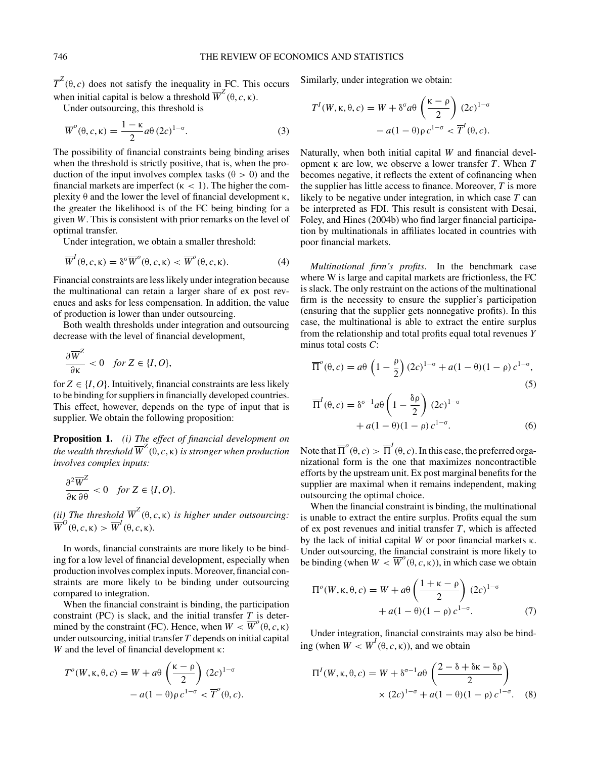$\overline{T}^Z(\theta, c)$ does not satisfy the inequality in FC. This occurs when initial capital is below a threshold $\overline{W}^Z(\theta, c, \kappa)$.

Under outsourcing, this threshold is

$$\overline{W}^o(\theta, c, \kappa) = \frac{1-\kappa}{2} a\theta\, (2c)^{1-\sigma}. \tag{3}$$

The possibility of financial constraints being binding arises when the threshold is strictly positive, that is, when the production of the input involves complex tasks ($\theta > 0$) and the financial markets are imperfect ($\kappa < 1$). The higher the complexity $\theta$ and the lower the level of financial development $\kappa$, the greater the likelihood is of the FC being binding for a given $W$. This is consistent with prior remarks on the level of optimal transfer.

Under integration, we obtain a smaller threshold:

$$\overline{W}^I(\theta, c, \kappa) = \delta^\sigma \overline{W}^o(\theta, c, \kappa) < \overline{W}^o(\theta, c, \kappa). \tag{4}$$

Financial constraints are less likely under integration because the multinational can retain a larger share of ex post revenues and asks for less compensation. In addition, the value of production is lower than under outsourcing.

Both wealth thresholds under integration and outsourcing decrease with the level of financial development,

$$\frac{\partial \overline{W}^Z}{\partial \kappa} < 0 \quad \textit{for } Z \in \{I, O\},$$

for $Z \in \{I, O\}$. Intuitively, financial constraints are less likely to be binding for suppliers in financially developed countries. This effect, however, depends on the type of input that is supplier. We obtain the following proposition:

**Proposition 1.** *(i) The effect of financial development on the wealth threshold $\overline{W}^Z(\theta, c, \kappa)$ is stronger when production involves complex inputs:*

$$\frac{\partial^2 \overline{W}^Z}{\partial \kappa\, \partial \theta} < 0 \quad \textit{for } Z \in \{I, O\}.$$

*(ii) The threshold $\overline{W}^Z(\theta, c, \kappa)$ is higher under outsourcing: $\overline{W}^O(\theta, c, \kappa) > \overline{W}^I(\theta, c, \kappa)$.*

In words, financial constraints are more likely to be binding for a low level of financial development, especially when production involves complex inputs. Moreover, financial constraints are more likely to be binding under outsourcing compared to integration.

When the financial constraint is binding, the participation constraint (PC) is slack, and the initial transfer $T$ is determined by the constraint (FC). Hence, when $W < \overline{W}^o(\theta, c, \kappa)$ under outsourcing, initial transfer $T$ depends on initial capital $W$ and the level of financial development $\kappa$:

$$T^o(W, \kappa, \theta, c) = W + a\theta \left(\frac{\kappa - \rho}{2}\right) (2c)^{1-\sigma} - a(1-\theta)\rho\, c^{1-\sigma} < \overline{T}^o(\theta, c).$$

Similarly, under integration we obtain:

$$T^I(W, \kappa, \theta, c) = W + \delta^\sigma a\theta \left(\frac{\kappa - \rho}{2}\right) (2c)^{1-\sigma} - a(1-\theta)\rho\, c^{1-\sigma} < \overline{T}^I(\theta, c).$$

Naturally, when both initial capital $W$ and financial development $\kappa$ are low, we observe a lower transfer $T$. When $T$ becomes negative, it reflects the extent of cofinancing when the supplier has little access to finance. Moreover, $T$ is more likely to be negative under integration, in which case $T$ can be interpreted as FDI. This result is consistent with Desai, Foley, and Hines (2004b) who find larger financial participation by multinationals in affiliates located in countries with poor financial markets.

*Multinational firm's profits.* In the benchmark case where W is large and capital markets are frictionless, the FC is slack. The only restraint on the actions of the multinational firm is the necessity to ensure the supplier's participation (ensuring that the supplier gets nonnegative profits). In this case, the multinational is able to extract the entire surplus from the relationship and total profits equal total revenues $Y$ minus total costs $C$:

$$\overline{\Pi}^o(\theta, c) = a\theta \left(1 - \frac{\rho}{2}\right) (2c)^{1-\sigma} + a(1-\theta)(1-\rho)\, c^{1-\sigma}, \tag{5}$$

$$\overline{\Pi}^I(\theta, c) = \delta^{\sigma-1} a\theta \left(1 - \frac{\delta\rho}{2}\right) (2c)^{1-\sigma} + a(1-\theta)(1-\rho)\, c^{1-\sigma}. \tag{6}$$

Note that $\overline{\Pi}^o(\theta, c) > \overline{\Pi}^I(\theta, c)$. In this case, the preferred organizational form is the one that maximizes noncontractible efforts by the upstream unit. Ex post marginal benefits for the supplier are maximal when it remains independent, making outsourcing the optimal choice.

When the financial constraint is binding, the multinational is unable to extract the entire surplus. Profits equal the sum of ex post revenues and initial transfer $T$, which is affected by the lack of initial capital $W$ or poor financial markets $\kappa$. Under outsourcing, the financial constraint is more likely to be binding (when $W < \overline{W}^o(\theta, c, \kappa)$), in which case we obtain

$$\Pi^o(W, \kappa, \theta, c) = W + a\theta \left(\frac{1 + \kappa - \rho}{2}\right) (2c)^{1-\sigma} + a(1-\theta)(1-\rho)\, c^{1-\sigma}. \tag{7}$$

Under integration, financial constraints may also be binding (when $W < \overline{W}^I(\theta, c, \kappa)$), and we obtain

$$\Pi^I(W, \kappa, \theta, c) = W + \delta^{\sigma-1} a\theta \left(\frac{2 - \delta + \delta\kappa - \delta\rho}{2}\right) \times (2c)^{1-\sigma} + a(1-\theta)(1-\rho)\, c^{1-\sigma}. \tag{8}$$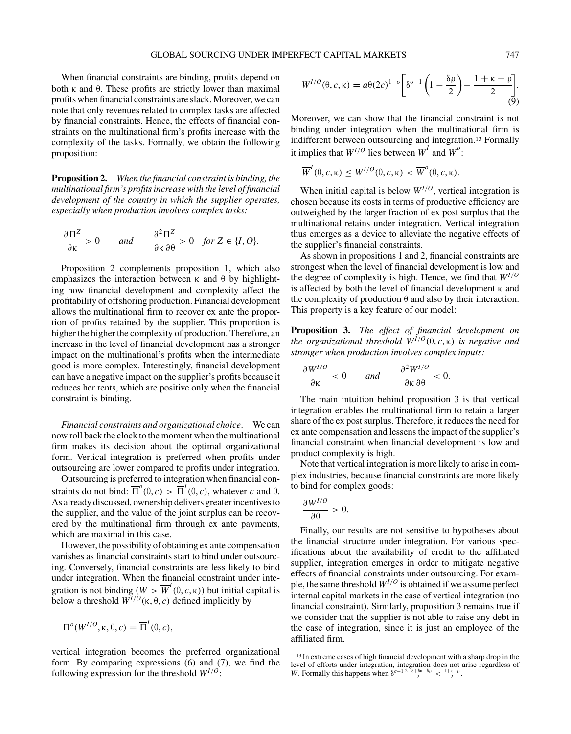When financial constraints are binding, profits depend on both $\kappa$ and $\theta$. These profits are strictly lower than maximal profits when financial constraints are slack. Moreover, we can note that only revenues related to complex tasks are affected by financial constraints. Hence, the effects of financial constraints on the multinational firm's profits increase with the complexity of the tasks. Formally, we obtain the following proposition:

**Proposition 2.** *When the financial constraint is binding, the multinational firm's profits increase with the level of financial development of the country in which the supplier operates, especially when production involves complex tasks:*

$$\frac{\partial \Pi^Z}{\partial \kappa} > 0 \qquad \textit{and} \qquad \frac{\partial^2 \Pi^Z}{\partial \kappa \, \partial \theta} > 0 \quad \textit{for } Z \in \{I, O\}.$$

Proposition 2 complements proposition 1, which also emphasizes the interaction between $\kappa$ and $\theta$ by highlighting how financial development and complexity affect the profitability of offshoring production. Financial development allows the multinational firm to recover ex ante the proportion of profits retained by the supplier. This proportion is higher the higher the complexity of production. Therefore, an increase in the level of financial development has a stronger impact on the multinational's profits when the intermediate good is more complex. Interestingly, financial development can have a negative impact on the supplier's profits because it reduces her rents, which are positive only when the financial constraint is binding.

*Financial constraints and organizational choice*. We can now roll back the clock to the moment when the multinational firm makes its decision about the optimal organizational form. Vertical integration is preferred when profits under outsourcing are lower compared to profits under integration.

Outsourcing is preferred to integration when financial constraints do not bind: $\overline{\Pi}^o(\theta, c) > \overline{\Pi}^I(\theta, c)$, whatever $c$ and $\theta$. As already discussed, ownership delivers greater incentives to the supplier, and the value of the joint surplus can be recovered by the multinational firm through ex ante payments, which are maximal in this case.

However, the possibility of obtaining ex ante compensation vanishes as financial constraints start to bind under outsourcing. Conversely, financial constraints are less likely to bind under integration. When the financial constraint under integration is not binding ($W > \overline{W}^I(\theta, c, \kappa)$) but initial capital is below a threshold $W^{I/O}(\kappa, \theta, c)$ defined implicitly by

$$\Pi^o(W^{I/O}, \kappa, \theta, c) = \overline{\Pi}^I(\theta, c),$$

vertical integration becomes the preferred organizational form. By comparing expressions (6) and (7), we find the following expression for the threshold $W^{I/O}$:

$$W^{I/O}(\theta, c, \kappa) = a\theta(2c)^{1-\sigma}\left[\delta^{\sigma-1}\left(1 - \frac{\delta\rho}{2}\right) - \frac{1 + \kappa - \rho}{2}\right]. \tag{9}$$

Moreover, we can show that the financial constraint is not binding under integration when the multinational firm is indifferent between outsourcing and integration.[13] Formally it implies that $W^{I/O}$ lies between $\overline{W}^I$ and $\overline{W}^o$:

$$\overline{W}^I(\theta, c, \kappa) \leq W^{I/O}(\theta, c, \kappa) < \overline{W}^o(\theta, c, \kappa).$$

When initial capital is below $W^{I/O}$, vertical integration is chosen because its costs in terms of productive efficiency are outweighed by the larger fraction of ex post surplus that the multinational retains under integration. Vertical integration thus emerges as a device to alleviate the negative effects of the supplier's financial constraints.

As shown in propositions 1 and 2, financial constraints are strongest when the level of financial development is low and the degree of complexity is high. Hence, we find that $W^{I/O}$ is affected by both the level of financial development $\kappa$ and the complexity of production $\theta$ and also by their interaction. This property is a key feature of our model:

**Proposition 3.** *The effect of financial development on the organizational threshold $W^{I/O}(\theta, c, \kappa)$ is negative and stronger when production involves complex inputs:*

$$\frac{\partial W^{I/O}}{\partial \kappa} < 0 \qquad \textit{and} \qquad \frac{\partial^2 W^{I/O}}{\partial \kappa \, \partial \theta} < 0.$$

The main intuition behind proposition 3 is that vertical integration enables the multinational firm to retain a larger share of the ex post surplus. Therefore, it reduces the need for ex ante compensation and lessens the impact of the supplier's financial constraint when financial development is low and product complexity is high.

Note that vertical integration is more likely to arise in complex industries, because financial constraints are more likely to bind for complex goods:

$$\frac{\partial W^{I/O}}{\partial \theta} > 0.$$

Finally, our results are not sensitive to hypotheses about the financial structure under integration. For various specifications about the availability of credit to the affiliated supplier, integration emerges in order to mitigate negative effects of financial constraints under outsourcing. For example, the same threshold $W^{I/O}$ is obtained if we assume perfect internal capital markets in the case of vertical integration (no financial constraint). Similarly, proposition 3 remains true if we consider that the supplier is not able to raise any debt in the case of integration, since it is just an employee of the affiliated firm.

[13] In extreme cases of high financial development with a sharp drop in the level of efforts under integration, integration does not arise regardless of $W$. Formally this happens when $\delta^{\sigma-1}\frac{2-\delta+\delta\kappa-\delta\rho}{2} < \frac{1+\kappa-\rho}{2}$.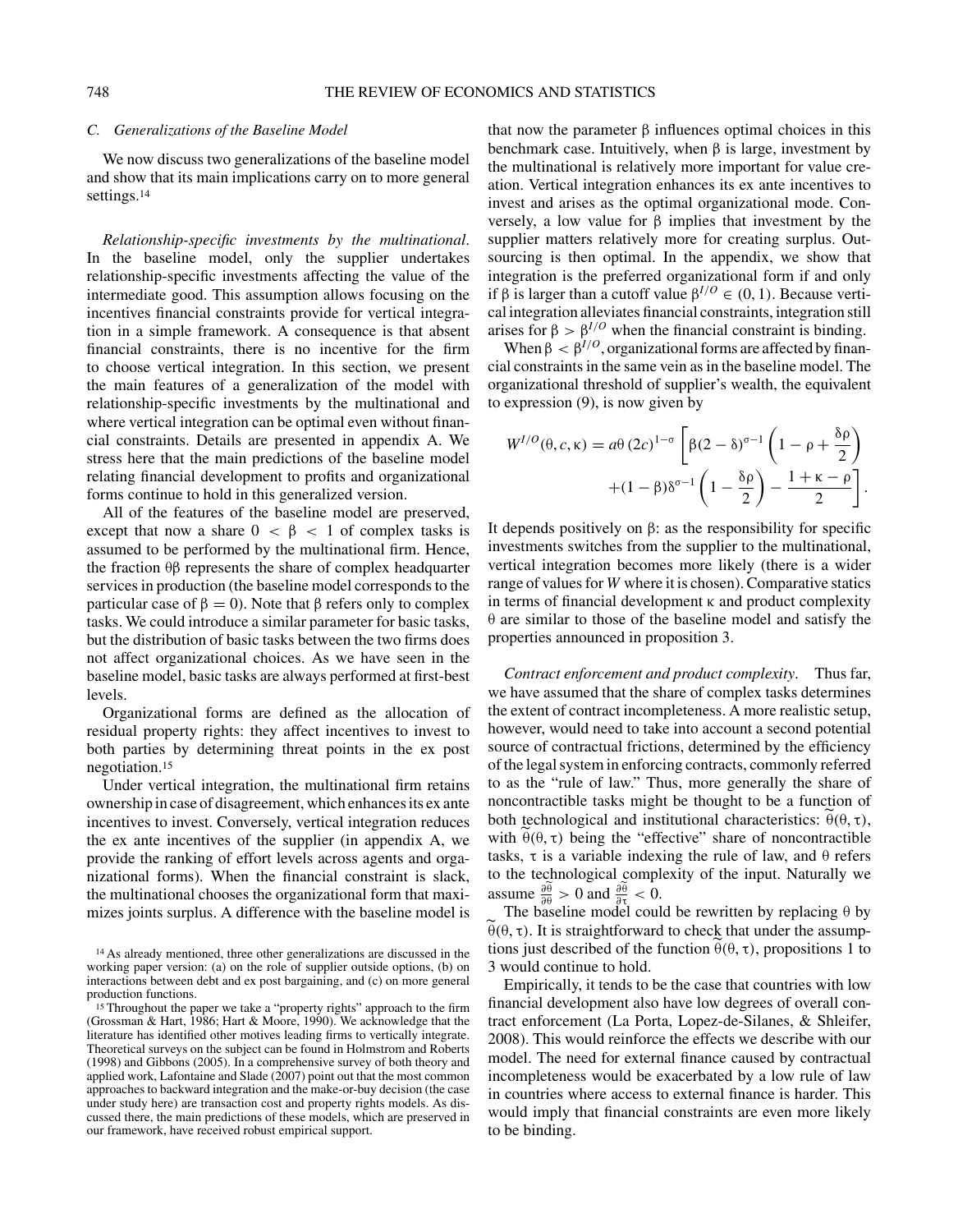### C. Generalizations of the Baseline Model

We now discuss two generalizations of the baseline model and show that its main implications carry on to more general settings.[14]

*Relationship-specific investments by the multinational*. In the baseline model, only the supplier undertakes relationship-specific investments affecting the value of the intermediate good. This assumption allows focusing on the incentives financial constraints provide for vertical integration in a simple framework. A consequence is that absent financial constraints, there is no incentive for the firm to choose vertical integration. In this section, we present the main features of a generalization of the model with relationship-specific investments by the multinational and where vertical integration can be optimal even without financial constraints. Details are presented in appendix A. We stress here that the main predictions of the baseline model relating financial development to profits and organizational forms continue to hold in this generalized version.

All of the features of the baseline model are preserved, except that now a share $0 < \beta < 1$ of complex tasks is assumed to be performed by the multinational firm. Hence, the fraction $\theta\beta$ represents the share of complex headquarter services in production (the baseline model corresponds to the particular case of $\beta = 0$). Note that $\beta$ refers only to complex tasks. We could introduce a similar parameter for basic tasks, but the distribution of basic tasks between the two firms does not affect organizational choices. As we have seen in the baseline model, basic tasks are always performed at first-best levels.

Organizational forms are defined as the allocation of residual property rights: they affect incentives to invest to both parties by determining threat points in the ex post negotiation.[15]

Under vertical integration, the multinational firm retains ownership in case of disagreement, which enhances its ex ante incentives to invest. Conversely, vertical integration reduces the ex ante incentives of the supplier (in appendix A, we provide the ranking of effort levels across agents and organizational forms). When the financial constraint is slack, the multinational chooses the organizational form that maximizes joints surplus. A difference with the baseline model is that now the parameter $\beta$ influences optimal choices in this benchmark case. Intuitively, when $\beta$ is large, investment by the multinational is relatively more important for value creation. Vertical integration enhances its ex ante incentives to invest and arises as the optimal organizational mode. Conversely, a low value for $\beta$ implies that investment by the supplier matters relatively more for creating surplus. Outsourcing is then optimal. In the appendix, we show that integration is the preferred organizational form if and only if $\beta$ is larger than a cutoff value $\beta^{I/O} \in (0, 1)$. Because vertical integration alleviates financial constraints, integration still arises for $\beta > \beta^{I/O}$ when the financial constraint is binding.

When $\beta < \beta^{I/O}$, organizational forms are affected by financial constraints in the same vein as in the baseline model. The organizational threshold of supplier's wealth, the equivalent to expression (9), is now given by

$$W^{I/O}(\theta, c, \kappa) = a\theta\,(2c)^{1-\sigma}\left[\beta(2-\delta)^{\sigma-1}\left(1-\rho+\frac{\delta\rho}{2}\right) + (1-\beta)\delta^{\sigma-1}\left(1-\frac{\delta\rho}{2}\right) - \frac{1+\kappa-\rho}{2}\right].$$

It depends positively on $\beta$: as the responsibility for specific investments switches from the supplier to the multinational, vertical integration becomes more likely (there is a wider range of values for $W$ where it is chosen). Comparative statics in terms of financial development $\kappa$ and product complexity $\theta$ are similar to those of the baseline model and satisfy the properties announced in proposition 3.

*Contract enforcement and product complexity*. Thus far, we have assumed that the share of complex tasks determines the extent of contract incompleteness. A more realistic setup, however, would need to take into account a second potential source of contractual frictions, determined by the efficiency of the legal system in enforcing contracts, commonly referred to as the "rule of law." Thus, more generally the share of noncontractible tasks might be thought to be a function of both technological and institutional characteristics: $\widetilde{\theta}(\theta, \tau)$, with $\widetilde{\theta}(\theta, \tau)$ being the "effective" share of noncontractible tasks, $\tau$ is a variable indexing the rule of law, and $\theta$ refers to the technological complexity of the input. Naturally we assume $\frac{\partial\widetilde{\theta}}{\partial\theta} > 0$ and $\frac{\partial\widetilde{\theta}}{\partial\tau} < 0$.

The baseline model could be rewritten by replacing $\theta$ by $\widetilde{\theta}(\theta, \tau)$. It is straightforward to check that under the assumptions just described of the function $\widetilde{\theta}(\theta, \tau)$, propositions 1 to 3 would continue to hold.

Empirically, it tends to be the case that countries with low financial development also have low degrees of overall contract enforcement (La Porta, Lopez-de-Silanes, & Shleifer, 2008). This would reinforce the effects we describe with our model. The need for external finance caused by contractual incompleteness would be exacerbated by a low rule of law in countries where access to external finance is harder. This would imply that financial constraints are even more likely to be binding.

---

[14] As already mentioned, three other generalizations are discussed in the working paper version: (a) on the role of supplier outside options, (b) on interactions between debt and ex post bargaining, and (c) on more general production functions.

[15] Throughout the paper we take a "property rights" approach to the firm (Grossman & Hart, 1986; Hart & Moore, 1990). We acknowledge that the literature has identified other motives leading firms to vertically integrate. Theoretical surveys on the subject can be found in Holmstrom and Roberts (1998) and Gibbons (2005). In a comprehensive survey of both theory and applied work, Lafontaine and Slade (2007) point out that the most common approaches to backward integration and the make-or-buy decision (the case under study here) are transaction cost and property rights models. As discussed there, the main predictions of these models, which are preserved in our framework, have received robust empirical support.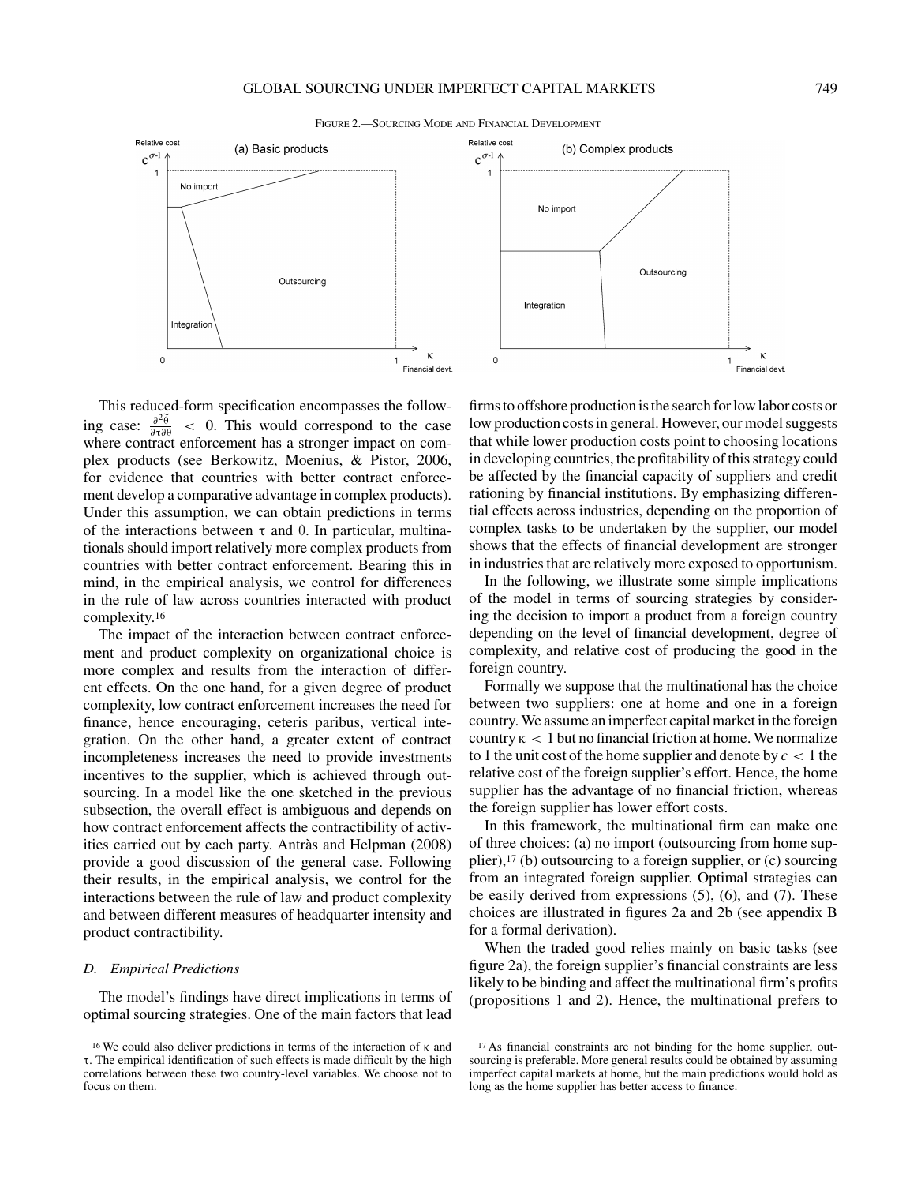FIGURE 2.—SOURCING MODE AND FINANCIAL DEVELOPMENT

This reduced-form specification encompasses the following case: $\frac{\partial^2 \widetilde{\theta}}{\partial \tau \partial \theta} < 0$. This would correspond to the case where contract enforcement has a stronger impact on complex products (see Berkowitz, Moenius, & Pistor, 2006, for evidence that countries with better contract enforcement develop a comparative advantage in complex products). Under this assumption, we can obtain predictions in terms of the interactions between $\tau$ and $\theta$. In particular, multinationals should import relatively more complex products from countries with better contract enforcement. Bearing this in mind, in the empirical analysis, we control for differences in the rule of law across countries interacted with product complexity.[16]

The impact of the interaction between contract enforcement and product complexity on organizational choice is more complex and results from the interaction of different effects. On the one hand, for a given degree of product complexity, low contract enforcement increases the need for finance, hence encouraging, ceteris paribus, vertical integration. On the other hand, a greater extent of contract incompleteness increases the need to provide investments incentives to the supplier, which is achieved through outsourcing. In a model like the one sketched in the previous subsection, the overall effect is ambiguous and depends on how contract enforcement affects the contractibility of activities carried out by each party. Antràs and Helpman (2008) provide a good discussion of the general case. Following their results, in the empirical analysis, we control for the interactions between the rule of law and product complexity and between different measures of headquarter intensity and product contractibility.

### D. Empirical Predictions

The model's findings have direct implications in terms of optimal sourcing strategies. One of the main factors that lead firms to offshore production is the search for low labor costs or low production costs in general. However, our model suggests that while lower production costs point to choosing locations in developing countries, the profitability of this strategy could be affected by the financial capacity of suppliers and credit rationing by financial institutions. By emphasizing differential effects across industries, depending on the proportion of complex tasks to be undertaken by the supplier, our model shows that the effects of financial development are stronger in industries that are relatively more exposed to opportunism.

In the following, we illustrate some simple implications of the model in terms of sourcing strategies by considering the decision to import a product from a foreign country depending on the level of financial development, degree of complexity, and relative cost of producing the good in the foreign country.

Formally we suppose that the multinational has the choice between two suppliers: one at home and one in a foreign country. We assume an imperfect capital market in the foreign country $\kappa < 1$ but no financial friction at home. We normalize to 1 the unit cost of the home supplier and denote by $c < 1$ the relative cost of the foreign supplier's effort. Hence, the home supplier has the advantage of no financial friction, whereas the foreign supplier has lower effort costs.

In this framework, the multinational firm can make one of three choices: (a) no import (outsourcing from home supplier),[17] (b) outsourcing to a foreign supplier, or (c) sourcing from an integrated foreign supplier. Optimal strategies can be easily derived from expressions (5), (6), and (7). These choices are illustrated in figures 2a and 2b (see appendix B for a formal derivation).

When the traded good relies mainly on basic tasks (see figure 2a), the foreign supplier's financial constraints are less likely to be binding and affect the multinational firm's profits (propositions 1 and 2). Hence, the multinational prefers to

[16] We could also deliver predictions in terms of the interaction of $\kappa$ and $\tau$. The empirical identification of such effects is made difficult by the high correlations between these two country-level variables. We choose not to focus on them.

[17] As financial constraints are not binding for the home supplier, outsourcing is preferable. More general results could be obtained by assuming imperfect capital markets at home, but the main predictions would hold as long as the home supplier has better access to finance.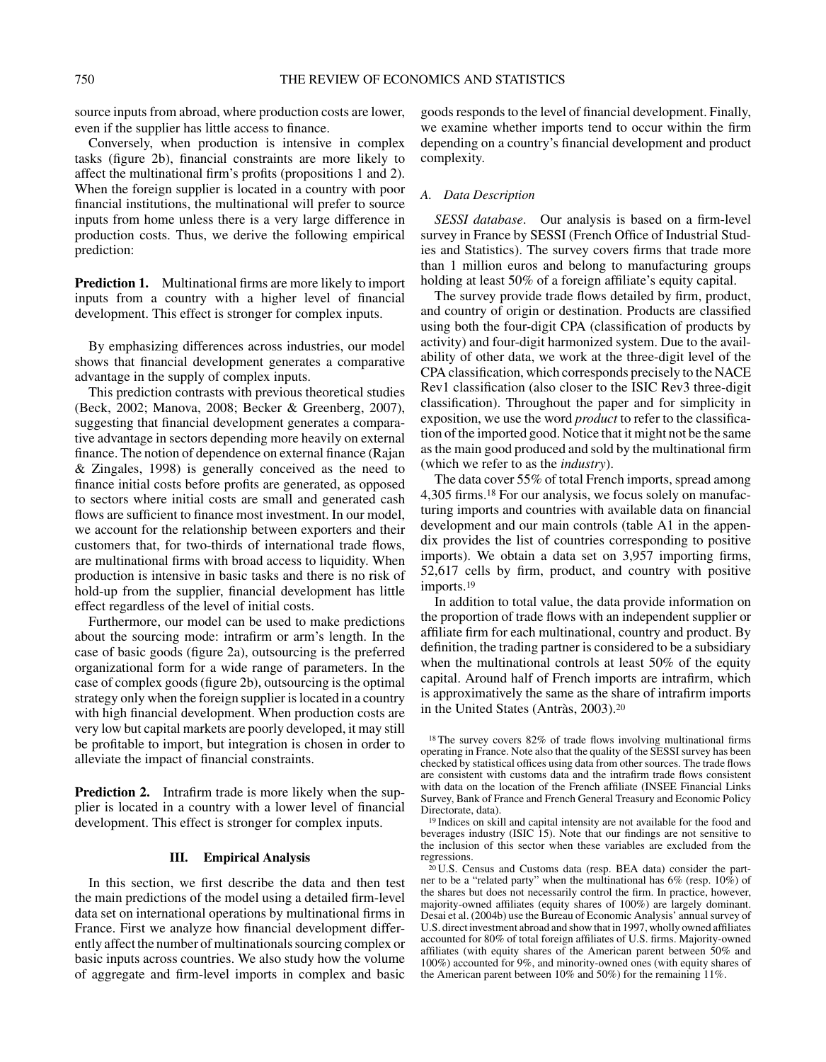source inputs from abroad, where production costs are lower, even if the supplier has little access to finance.

Conversely, when production is intensive in complex tasks (figure 2b), financial constraints are more likely to affect the multinational firm's profits (propositions 1 and 2). When the foreign supplier is located in a country with poor financial institutions, the multinational will prefer to source inputs from home unless there is a very large difference in production costs. Thus, we derive the following empirical prediction:

**Prediction 1.** Multinational firms are more likely to import inputs from a country with a higher level of financial development. This effect is stronger for complex inputs.

By emphasizing differences across industries, our model shows that financial development generates a comparative advantage in the supply of complex inputs.

This prediction contrasts with previous theoretical studies (Beck, 2002; Manova, 2008; Becker & Greenberg, 2007), suggesting that financial development generates a comparative advantage in sectors depending more heavily on external finance. The notion of dependence on external finance (Rajan & Zingales, 1998) is generally conceived as the need to finance initial costs before profits are generated, as opposed to sectors where initial costs are small and generated cash flows are sufficient to finance most investment. In our model, we account for the relationship between exporters and their customers that, for two-thirds of international trade flows, are multinational firms with broad access to liquidity. When production is intensive in basic tasks and there is no risk of hold-up from the supplier, financial development has little effect regardless of the level of initial costs.

Furthermore, our model can be used to make predictions about the sourcing mode: intrafirm or arm's length. In the case of basic goods (figure 2a), outsourcing is the preferred organizational form for a wide range of parameters. In the case of complex goods (figure 2b), outsourcing is the optimal strategy only when the foreign supplier is located in a country with high financial development. When production costs are very low but capital markets are poorly developed, it may still be profitable to import, but integration is chosen in order to alleviate the impact of financial constraints.

**Prediction 2.** Intrafirm trade is more likely when the supplier is located in a country with a lower level of financial development. This effect is stronger for complex inputs.

## III. Empirical Analysis

In this section, we first describe the data and then test the main predictions of the model using a detailed firm-level data set on international operations by multinational firms in France. First we analyze how financial development differently affect the number of multinationals sourcing complex or basic inputs across countries. We also study how the volume of aggregate and firm-level imports in complex and basic goods responds to the level of financial development. Finally, we examine whether imports tend to occur within the firm depending on a country's financial development and product complexity.

### A. Data Description

*SESSI database*. Our analysis is based on a firm-level survey in France by SESSI (French Office of Industrial Studies and Statistics). The survey covers firms that trade more than 1 million euros and belong to manufacturing groups holding at least 50% of a foreign affiliate's equity capital.

The survey provide trade flows detailed by firm, product, and country of origin or destination. Products are classified using both the four-digit CPA (classification of products by activity) and four-digit harmonized system. Due to the availability of other data, we work at the three-digit level of the CPA classification, which corresponds precisely to the NACE Rev1 classification (also closer to the ISIC Rev3 three-digit classification). Throughout the paper and for simplicity in exposition, we use the word *product* to refer to the classification of the imported good. Notice that it might not be the same as the main good produced and sold by the multinational firm (which we refer to as the *industry*).

The data cover 55% of total French imports, spread among 4,305 firms.[18] For our analysis, we focus solely on manufacturing imports and countries with available data on financial development and our main controls (table A1 in the appendix provides the list of countries corresponding to positive imports). We obtain a data set on 3,957 importing firms, 52,617 cells by firm, product, and country with positive imports.[19]

In addition to total value, the data provide information on the proportion of trade flows with an independent supplier or affiliate firm for each multinational, country and product. By definition, the trading partner is considered to be a subsidiary when the multinational controls at least 50% of the equity capital. Around half of French imports are intrafirm, which is approximatively the same as the share of intrafirm imports in the United States (Antràs, 2003).[20]

[18] The survey covers 82% of trade flows involving multinational firms operating in France. Note also that the quality of the SESSI survey has been checked by statistical offices using data from other sources. The trade flows are consistent with customs data and the intrafirm trade flows consistent with data on the location of the French affiliate (INSEE Financial Links Survey, Bank of France and French General Treasury and Economic Policy Directorate, data).

[19] Indices on skill and capital intensity are not available for the food and beverages industry (ISIC 15). Note that our findings are not sensitive to the inclusion of this sector when these variables are excluded from the regressions.

[20] U.S. Census and Customs data (resp. BEA data) consider the partner to be a "related party" when the multinational has 6% (resp. 10%) of the shares but does not necessarily control the firm. In practice, however, majority-owned affiliates (equity shares of 100%) are largely dominant. Desai et al. (2004b) use the Bureau of Economic Analysis' annual survey of U.S. direct investment abroad and show that in 1997, wholly owned affiliates accounted for 80% of total foreign affiliates of U.S. firms. Majority-owned affiliates (with equity shares of the American parent between 50% and 100%) accounted for 9%, and minority-owned ones (with equity shares of the American parent between 10% and 50%) for the remaining 11%.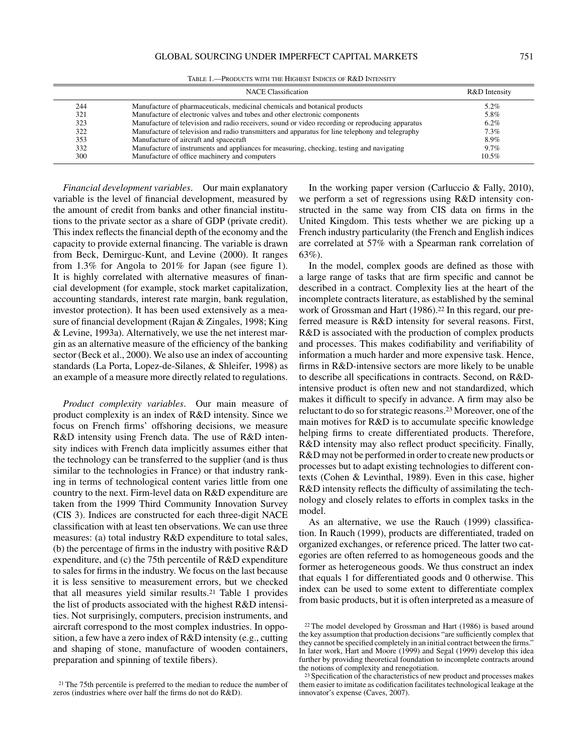Table 1.—Products with the Highest Indices of R&D Intensity

| | NACE Classification | R&D Intensity |
|---|---|---|
| 244 | Manufacture of pharmaceuticals, medicinal chemicals and botanical products | 5.2% |
| 321 | Manufacture of electronic valves and tubes and other electronic components | 5.8% |
| 323 | Manufacture of television and radio receivers, sound or video recording or reproducing apparatus | 6.2% |
| 322 | Manufacture of television and radio transmitters and apparatus for line telephony and telegraphy | 7.3% |
| 353 | Manufacture of aircraft and spacecraft | 8.9% |
| 332 | Manufacture of instruments and appliances for measuring, checking, testing and navigating | 9.7% |
| 300 | Manufacture of office machinery and computers | 10.5% |

*Financial development variables*. Our main explanatory variable is the level of financial development, measured by the amount of credit from banks and other financial institutions to the private sector as a share of GDP (private credit). This index reflects the financial depth of the economy and the capacity to provide external financing. The variable is drawn from Beck, Demirguc-Kunt, and Levine (2000). It ranges from 1.3% for Angola to 201% for Japan (see figure 1). It is highly correlated with alternative measures of financial development (for example, stock market capitalization, accounting standards, interest rate margin, bank regulation, investor protection). It has been used extensively as a measure of financial development (Rajan & Zingales, 1998; King & Levine, 1993a). Alternatively, we use the net interest margin as an alternative measure of the efficiency of the banking sector (Beck et al., 2000). We also use an index of accounting standards (La Porta, Lopez-de-Silanes, & Shleifer, 1998) as an example of a measure more directly related to regulations.

*Product complexity variables*. Our main measure of product complexity is an index of R&D intensity. Since we focus on French firms' offshoring decisions, we measure R&D intensity using French data. The use of R&D intensity indices with French data implicitly assumes either that the technology can be transferred to the supplier (and is thus similar to the technologies in France) or that industry ranking in terms of technological content varies little from one country to the next. Firm-level data on R&D expenditure are taken from the 1999 Third Community Innovation Survey (CIS 3). Indices are constructed for each three-digit NACE classification with at least ten observations. We can use three measures: (a) total industry R&D expenditure to total sales, (b) the percentage of firms in the industry with positive R&D expenditure, and (c) the 75th percentile of R&D expenditure to sales for firms in the industry. We focus on the last because it is less sensitive to measurement errors, but we checked that all measures yield similar results.[21] Table 1 provides the list of products associated with the highest R&D intensities. Not surprisingly, computers, precision instruments, and aircraft correspond to the most complex industries. In opposition, a few have a zero index of R&D intensity (e.g., cutting and shaping of stone, manufacture of wooden containers, preparation and spinning of textile fibers).

In the working paper version (Carluccio & Fally, 2010), we perform a set of regressions using R&D intensity constructed in the same way from CIS data on firms in the United Kingdom. This tests whether we are picking up a French industry particularity (the French and English indices are correlated at 57% with a Spearman rank correlation of 63%).

In the model, complex goods are defined as those with a large range of tasks that are firm specific and cannot be described in a contract. Complexity lies at the heart of the incomplete contracts literature, as established by the seminal work of Grossman and Hart (1986).[22] In this regard, our preferred measure is R&D intensity for several reasons. First, R&D is associated with the production of complex products and processes. This makes codifiability and verifiability of information a much harder and more expensive task. Hence, firms in R&D-intensive sectors are more likely to be unable to describe all specifications in contracts. Second, on R&D-intensive product is often new and not standardized, which makes it difficult to specify in advance. A firm may also be reluctant to do so for strategic reasons.[23] Moreover, one of the main motives for R&D is to accumulate specific knowledge helping firms to create differentiated products. Therefore, R&D intensity may also reflect product specificity. Finally, R&D may not be performed in order to create new products or processes but to adapt existing technologies to different contexts (Cohen & Levinthal, 1989). Even in this case, higher R&D intensity reflects the difficulty of assimilating the technology and closely relates to efforts in complex tasks in the model.

As an alternative, we use the Rauch (1999) classification. In Rauch (1999), products are differentiated, traded on organized exchanges, or reference priced. The latter two categories are often referred to as homogeneous goods and the former as heterogeneous goods. We thus construct an index that equals 1 for differentiated goods and 0 otherwise. This index can be used to some extent to differentiate complex from basic products, but it is often interpreted as a measure of

[21] The 75th percentile is preferred to the median to reduce the number of zeros (industries where over half the firms do not do R&D).

[22] The model developed by Grossman and Hart (1986) is based around the key assumption that production decisions "are sufficiently complex that they cannot be specified completely in an initial contract between the firms." In later work, Hart and Moore (1999) and Segal (1999) develop this idea further by providing theoretical foundation to incomplete contracts around the notions of complexity and renegotiation.

[23] Specification of the characteristics of new product and processes makes them easier to imitate as codification facilitates technological leakage at the innovator's expense (Caves, 2007).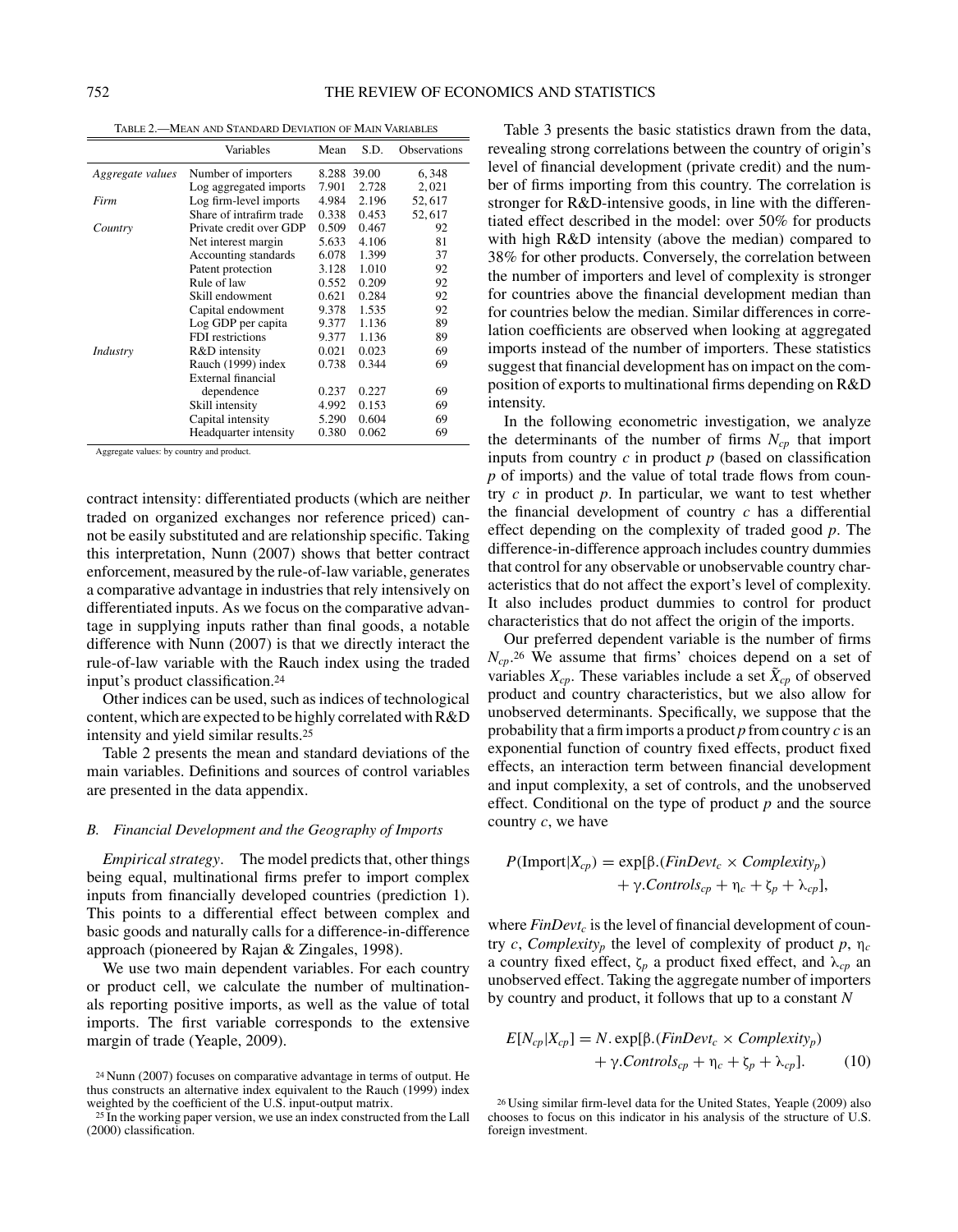TABLE 2.—MEAN AND STANDARD DEVIATION OF MAIN VARIABLES

| | Variables | Mean | S.D. | Observations |
|---|---|---|---|---|
| *Aggregate values* | Number of importers | 8.288 | 39.00 | 6,348 |
| | Log aggregated imports | 7.901 | 2.728 | 2,021 |
| *Firm* | Log firm-level imports | 4.984 | 2.196 | 52,617 |
| | Share of intrafirm trade | 0.338 | 0.453 | 52,617 |
| *Country* | Private credit over GDP | 0.509 | 0.467 | 92 |
| | Net interest margin | 5.633 | 4.106 | 81 |
| | Accounting standards | 6.078 | 1.399 | 37 |
| | Patent protection | 3.128 | 1.010 | 92 |
| | Rule of law | 0.552 | 0.209 | 92 |
| | Skill endowment | 0.621 | 0.284 | 92 |
| | Capital endowment | 9.378 | 1.535 | 92 |
| | Log GDP per capita | 9.377 | 1.136 | 89 |
| | FDI restrictions | 9.377 | 1.136 | 89 |
| *Industry* | R&D intensity | 0.021 | 0.023 | 69 |
| | Rauch (1999) index | 0.738 | 0.344 | 69 |
| | External financial dependence | 0.237 | 0.227 | 69 |
| | Skill intensity | 4.992 | 0.153 | 69 |
| | Capital intensity | 5.290 | 0.604 | 69 |
| | Headquarter intensity | 0.380 | 0.062 | 69 |

Aggregate values: by country and product.

contract intensity: differentiated products (which are neither traded on organized exchanges nor reference priced) cannot be easily substituted and are relationship specific. Taking this interpretation, Nunn (2007) shows that better contract enforcement, measured by the rule-of-law variable, generates a comparative advantage in industries that rely intensively on differentiated inputs. As we focus on the comparative advantage in supplying inputs rather than final goods, a notable difference with Nunn (2007) is that we directly interact the rule-of-law variable with the Rauch index using the traded input's product classification.[24]

Other indices can be used, such as indices of technological content, which are expected to be highly correlated with R&D intensity and yield similar results.[25]

Table 2 presents the mean and standard deviations of the main variables. Definitions and sources of control variables are presented in the data appendix.

### B. Financial Development and the Geography of Imports

*Empirical strategy*. The model predicts that, other things being equal, multinational firms prefer to import complex inputs from financially developed countries (prediction 1). This points to a differential effect between complex and basic goods and naturally calls for a difference-in-difference approach (pioneered by Rajan & Zingales, 1998).

We use two main dependent variables. For each country or product cell, we calculate the number of multinationals reporting positive imports, as well as the value of total imports. The first variable corresponds to the extensive margin of trade (Yeaple, 2009).

Table 3 presents the basic statistics drawn from the data, revealing strong correlations between the country of origin's level of financial development (private credit) and the number of firms importing from this country. The correlation is stronger for R&D-intensive goods, in line with the differentiated effect described in the model: over 50% for products with high R&D intensity (above the median) compared to 38% for other products. Conversely, the correlation between the number of importers and level of complexity is stronger for countries above the financial development median than for countries below the median. Similar differences in correlation coefficients are observed when looking at aggregated imports instead of the number of importers. These statistics suggest that financial development has on impact on the composition of exports to multinational firms depending on R&D intensity.

In the following econometric investigation, we analyze the determinants of the number of firms $N_{cp}$ that import inputs from country $c$ in product $p$ (based on classification $p$ of imports) and the value of total trade flows from country $c$ in product $p$. In particular, we want to test whether the financial development of country $c$ has a differential effect depending on the complexity of traded good $p$. The difference-in-difference approach includes country dummies that control for any observable or unobservable country characteristics that do not affect the export's level of complexity. It also includes product dummies to control for product characteristics that do not affect the origin of the imports.

Our preferred dependent variable is the number of firms $N_{cp}$.[26] We assume that firms' choices depend on a set of variables $X_{cp}$. These variables include a set $\tilde{X}_{cp}$ of observed product and country characteristics, but we also allow for unobserved determinants. Specifically, we suppose that the probability that a firm imports a product $p$ from country $c$ is an exponential function of country fixed effects, product fixed effects, an interaction term between financial development and input complexity, a set of controls, and the unobserved effect. Conditional on the type of product $p$ and the source country $c$, we have

$$P(\text{Import}|X_{cp}) = \exp[\beta.(FinDevt_c \times Complexity_p) + \gamma.Controls_{cp} + \eta_c + \zeta_p + \lambda_{cp}],$$

where $FinDevt_c$ is the level of financial development of country $c$, $Complexity_p$ the level of complexity of product $p$, $\eta_c$ a country fixed effect, $\zeta_p$ a product fixed effect, and $\lambda_{cp}$ an unobserved effect. Taking the aggregate number of importers by country and product, it follows that up to a constant $N$

$$E[N_{cp}|X_{cp}] = N.\exp[\beta.(FinDevt_c \times Complexity_p) + \gamma.Controls_{cp} + \eta_c + \zeta_p + \lambda_{cp}]. \tag{10}$$

[24] Nunn (2007) focuses on comparative advantage in terms of output. He thus constructs an alternative index equivalent to the Rauch (1999) index weighted by the coefficient of the U.S. input-output matrix.

[25] In the working paper version, we use an index constructed from the Lall (2000) classification.

[26] Using similar firm-level data for the United States, Yeaple (2009) also chooses to focus on this indicator in his analysis of the structure of U.S. foreign investment.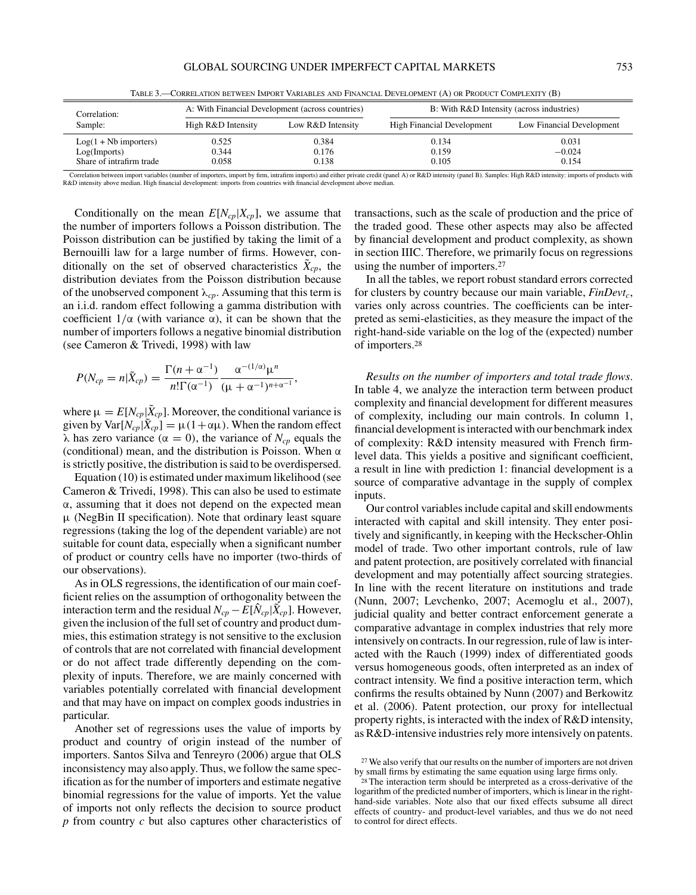TABLE 3.—CORRELATION BETWEEN IMPORT VARIABLES AND FINANCIAL DEVELOPMENT (A) OR PRODUCT COMPLEXITY (B)

| Correlation: | A: With Financial Development (across countries) | | B: With R&D Intensity (across industries) | |
|---|---|---|---|---|
| Sample: | High R&D Intensity | Low R&D Intensity | High Financial Development | Low Financial Development |
| Log(1 + Nb importers) | 0.525 | 0.384 | 0.134 | 0.031 |
| Log(Imports) | 0.344 | 0.176 | 0.159 | −0.024 |
| Share of intrafirm trade | 0.058 | 0.138 | 0.105 | 0.154 |

Correlation between import variables (number of importers, import by firm, intrafirm imports) and either private credit (panel A) or R&D intensity (panel B). Samples: High R&D intensity: imports of products with R&D intensity above median. High financial development: imports from countries with financial development above median.

Conditionally on the mean $E[N_{cp}|X_{cp}]$, we assume that the number of importers follows a Poisson distribution. The Poisson distribution can be justified by taking the limit of a Bernouilli law for a large number of firms. However, conditionally on the set of observed characteristics $\tilde{X}_{cp}$, the distribution deviates from the Poisson distribution because of the unobserved component $\lambda_{cp}$. Assuming that this term is an i.i.d. random effect following a gamma distribution with coefficient $1/\alpha$ (with variance $\alpha$), it can be shown that the number of importers follows a negative binomial distribution (see Cameron & Trivedi, 1998) with law

$$P(N_{cp} = n|\tilde{X}_{cp}) = \frac{\Gamma(n + \alpha^{-1})}{n!\Gamma(\alpha^{-1})} \frac{\alpha^{-(1/\alpha)}\mu^n}{(\mu + \alpha^{-1})^{n+\alpha^{-1}}},$$

where $\mu = E[N_{cp}|\tilde{X}_{cp}]$. Moreover, the conditional variance is given by $\text{Var}[N_{cp}|\tilde{X}_{cp}] = \mu(1+\alpha\mu)$. When the random effect $\lambda$ has zero variance ($\alpha = 0$), the variance of $N_{cp}$ equals the (conditional) mean, and the distribution is Poisson. When $\alpha$ is strictly positive, the distribution is said to be overdispersed.

Equation (10) is estimated under maximum likelihood (see Cameron & Trivedi, 1998). This can also be used to estimate $\alpha$, assuming that it does not depend on the expected mean $\mu$ (NegBin II specification). Note that ordinary least square regressions (taking the log of the dependent variable) are not suitable for count data, especially when a significant number of product or country cells have no importer (two-thirds of our observations).

As in OLS regressions, the identification of our main coefficient relies on the assumption of orthogonality between the interaction term and the residual $N_{cp} - E[\hat{N}_{cp}|\tilde{X}_{cp}]$. However, given the inclusion of the full set of country and product dummies, this estimation strategy is not sensitive to the exclusion of controls that are not correlated with financial development or do not affect trade differently depending on the complexity of inputs. Therefore, we are mainly concerned with variables potentially correlated with financial development and that may have on impact on complex goods industries in particular.

Another set of regressions uses the value of imports by product and country of origin instead of the number of importers. Santos Silva and Tenreyro (2006) argue that OLS inconsistency may also apply. Thus, we follow the same specification as for the number of importers and estimate negative binomial regressions for the value of imports. Yet the value of imports not only reflects the decision to source product $p$ from country $c$ but also captures other characteristics of transactions, such as the scale of production and the price of the traded good. These other aspects may also be affected by financial development and product complexity, as shown in section IIIC. Therefore, we primarily focus on regressions using the number of importers.[27]

In all the tables, we report robust standard errors corrected for clusters by country because our main variable, *FinDevt*$_c$, varies only across countries. The coefficients can be interpreted as semi-elasticities, as they measure the impact of the right-hand-side variable on the log of the (expected) number of importers.[28]

*Results on the number of importers and total trade flows*. In table 4, we analyze the interaction term between product complexity and financial development for different measures of complexity, including our main controls. In column 1, financial development is interacted with our benchmark index of complexity: R&D intensity measured with French firm-level data. This yields a positive and significant coefficient, a result in line with prediction 1: financial development is a source of comparative advantage in the supply of complex inputs.

Our control variables include capital and skill endowments interacted with capital and skill intensity. They enter positively and significantly, in keeping with the Heckscher-Ohlin model of trade. Two other important controls, rule of law and patent protection, are positively correlated with financial development and may potentially affect sourcing strategies. In line with the recent literature on institutions and trade (Nunn, 2007; Levchenko, 2007; Acemoglu et al., 2007), judicial quality and better contract enforcement generate a comparative advantage in complex industries that rely more intensively on contracts. In our regression, rule of law is interacted with the Rauch (1999) index of differentiated goods versus homogeneous goods, often interpreted as an index of contract intensity. We find a positive interaction term, which confirms the results obtained by Nunn (2007) and Berkowitz et al. (2006). Patent protection, our proxy for intellectual property rights, is interacted with the index of R&D intensity, as R&D-intensive industries rely more intensively on patents.

[27] We also verify that our results on the number of importers are not driven by small firms by estimating the same equation using large firms only.

[28] The interaction term should be interpreted as a cross-derivative of the logarithm of the predicted number of importers, which is linear in the right-hand-side variables. Note also that our fixed effects subsume all direct effects of country- and product-level variables, and thus we do not need to control for direct effects.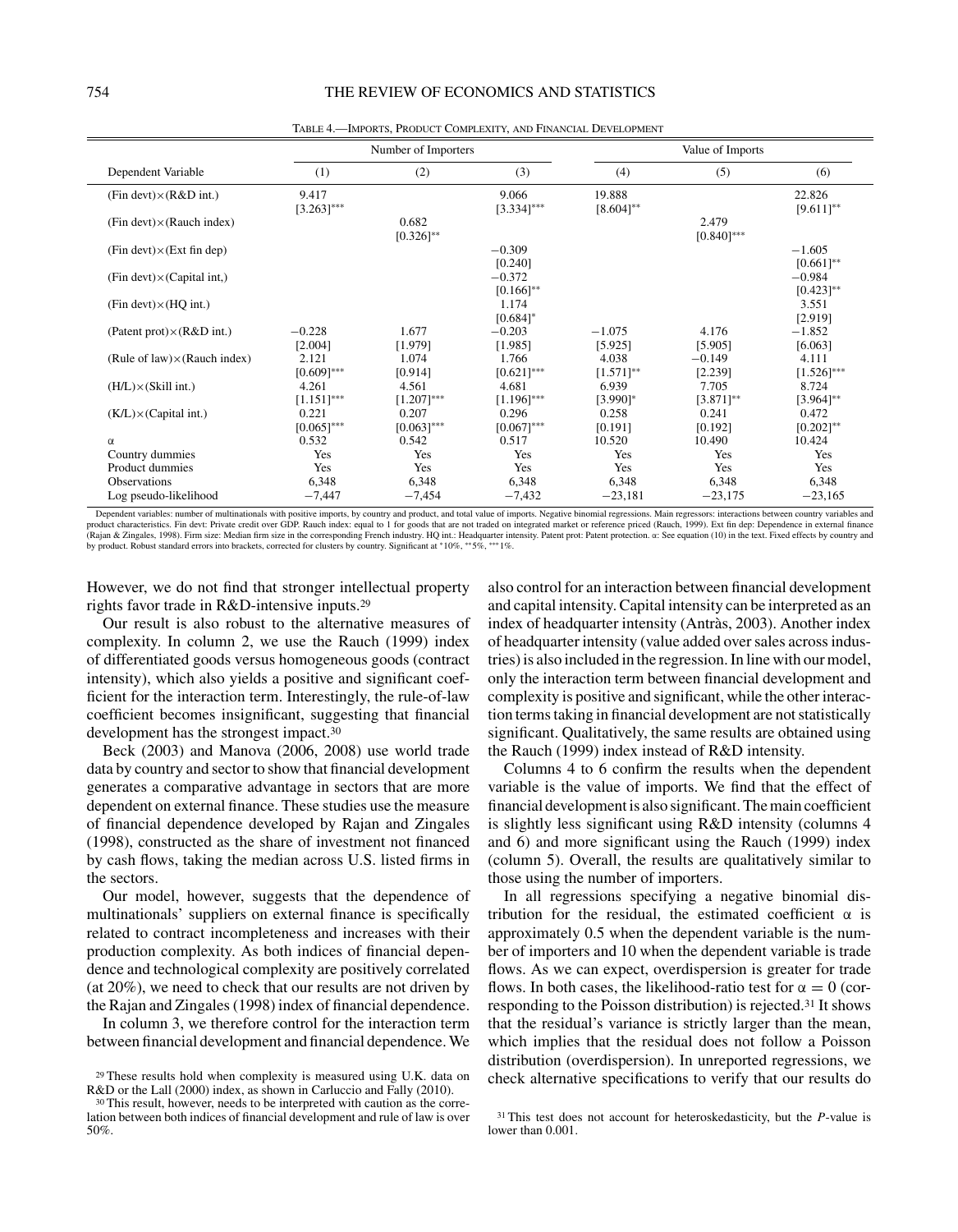TABLE 4.—IMPORTS, PRODUCT COMPLEXITY, AND FINANCIAL DEVELOPMENT

| | Number of Importers | | | Value of Imports | | |
|---|---|---|---|---|---|---|
| Dependent Variable | (1) | (2) | (3) | (4) | (5) | (6) |
| (Fin devt)×(R&D int.) | 9.417 | | 9.066 | 19.888 | | 22.826 |
| | [3.263]*** | | [3.334]*** | [8.604]** | | [9.611]** |
| (Fin devt)×(Rauch index) | | 0.682 | | | 2.479 | |
| | | [0.326]** | | | [0.840]*** | |
| (Fin devt)×(Ext fin dep) | | | −0.309 | | | −1.605 |
| | | | [0.240] | | | [0.661]** |
| (Fin devt)×(Capital int,) | | | −0.372 | | | −0.984 |
| | | | [0.166]** | | | [0.423]** |
| (Fin devt)×(HQ int.) | | | 1.174 | | | 3.551 |
| | | | [0.684]* | | | [2.919] |
| (Patent prot)×(R&D int.) | −0.228 | 1.677 | −0.203 | −1.075 | 4.176 | −1.852 |
| | [2.004] | [1.979] | [1.985] | [5.925] | [5.905] | [6.063] |
| (Rule of law)×(Rauch index) | 2.121 | 1.074 | 1.766 | 4.038 | −0.149 | 4.111 |
| | [0.609]*** | [0.914] | [0.621]*** | [1.571]** | [2.239] | [1.526]*** |
| (H/L)×(Skill int.) | 4.261 | 4.561 | 4.681 | 6.939 | 7.705 | 8.724 |
| | [1.151]*** | [1.207]*** | [1.196]*** | [3.990]* | [3.871]** | [3.964]** |
| (K/L)×(Capital int.) | 0.221 | 0.207 | 0.296 | 0.258 | 0.241 | 0.472 |
| | [0.065]*** | [0.063]*** | [0.067]*** | [0.191] | [0.192] | [0.202]** |
| $\alpha$ | 0.532 | 0.542 | 0.517 | 10.520 | 10.490 | 10.424 |
| Country dummies | Yes | Yes | Yes | Yes | Yes | Yes |
| Product dummies | Yes | Yes | Yes | Yes | Yes | Yes |
| Observations | 6,348 | 6,348 | 6,348 | 6,348 | 6,348 | 6,348 |
| Log pseudo-likelihood | −7,447 | −7,454 | −7,432 | −23,181 | −23,175 | −23,165 |

Dependent variables: number of multinationals with positive imports, by country and product, and total value of imports. Negative binomial regressions. Main regressors: interactions between country variables and product characteristics. Fin devt: Private credit over GDP. Rauch index: equal to 1 for goods that are not traded on integrated market or reference priced (Rauch, 1999). Ext fin dep: Dependence in external finance (Rajan & Zingales, 1998). Firm size: Median firm size in the corresponding French industry. HQ int.: Headquarter intensity. Patent prot: Patent protection. $\alpha$: See equation (10) in the text. Fixed effects by country and by product. Robust standard errors into brackets, corrected for clusters by country. Significant at *10%, **5%, ***1%.

However, we do not find that stronger intellectual property rights favor trade in R&D-intensive inputs.[29]

Our result is also robust to the alternative measures of complexity. In column 2, we use the Rauch (1999) index of differentiated goods versus homogeneous goods (contract intensity), which also yields a positive and significant coefficient for the interaction term. Interestingly, the rule-of-law coefficient becomes insignificant, suggesting that financial development has the strongest impact.[30]

Beck (2003) and Manova (2006, 2008) use world trade data by country and sector to show that financial development generates a comparative advantage in sectors that are more dependent on external finance. These studies use the measure of financial dependence developed by Rajan and Zingales (1998), constructed as the share of investment not financed by cash flows, taking the median across U.S. listed firms in the sectors.

Our model, however, suggests that the dependence of multinationals' suppliers on external finance is specifically related to contract incompleteness and increases with their production complexity. As both indices of financial dependence and technological complexity are positively correlated (at 20%), we need to check that our results are not driven by the Rajan and Zingales (1998) index of financial dependence.

In column 3, we therefore control for the interaction term between financial development and financial dependence. We also control for an interaction between financial development and capital intensity. Capital intensity can be interpreted as an index of headquarter intensity (Antràs, 2003). Another index of headquarter intensity (value added over sales across industries) is also included in the regression. In line with our model, only the interaction term between financial development and complexity is positive and significant, while the other interaction terms taking in financial development are not statistically significant. Qualitatively, the same results are obtained using the Rauch (1999) index instead of R&D intensity.

Columns 4 to 6 confirm the results when the dependent variable is the value of imports. We find that the effect of financial development is also significant. The main coefficient is slightly less significant using R&D intensity (columns 4 and 6) and more significant using the Rauch (1999) index (column 5). Overall, the results are qualitatively similar to those using the number of importers.

In all regressions specifying a negative binomial distribution for the residual, the estimated coefficient $\alpha$ is approximately 0.5 when the dependent variable is the number of importers and 10 when the dependent variable is trade flows. As we can expect, overdispersion is greater for trade flows. In both cases, the likelihood-ratio test for $\alpha = 0$ (corresponding to the Poisson distribution) is rejected.[31] It shows that the residual's variance is strictly larger than the mean, which implies that the residual does not follow a Poisson distribution (overdispersion). In unreported regressions, we check alternative specifications to verify that our results do

[29] These results hold when complexity is measured using U.K. data on R&D or the Lall (2000) index, as shown in Carluccio and Fally (2010).

[30] This result, however, needs to be interpreted with caution as the correlation between both indices of financial development and rule of law is over 50%.

[31] This test does not account for heteroskedasticity, but the $P$-value is lower than 0.001.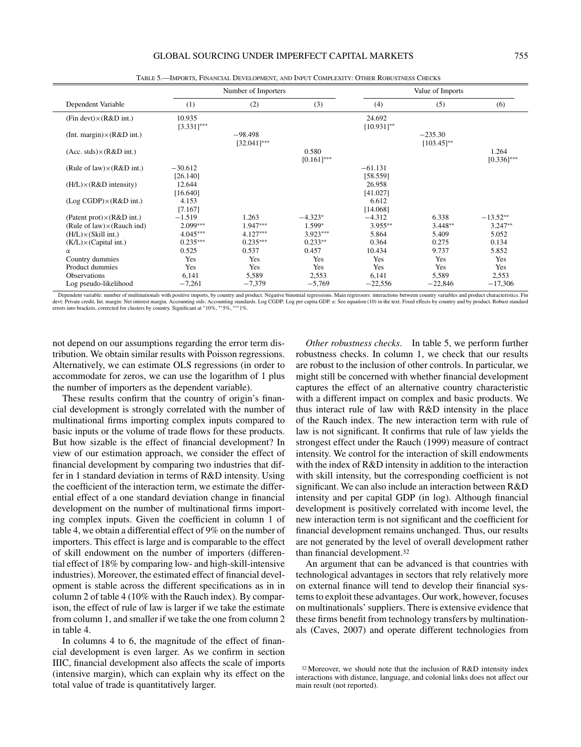TABLE 5.—IMPORTS, FINANCIAL DEVELOPMENT, AND INPUT COMPLEXITY: OTHER ROBUSTNESS CHECKS

| | Number of Importers | | | Value of Imports | | |
|---|---|---|---|---|---|---|
| Dependent Variable | (1) | (2) | (3) | (4) | (5) | (6) |
| (Fin devt)×(R&D int.) | 10.935 | | | 24.692 | | |
| | [3.331]*** | | | [10.931]** | | |
| (Int. margin)×(R&D int.) | | −98.498 | | | −235.30 | |
| | | [32.041]*** | | | [103.45]** | |
| (Acc. stds)×(R&D int.) | | | 0.580 | | | 1.264 |
| | | | [0.161]*** | | | [0.336]*** |
| (Rule of law)×(R&D int.) | −30.612 | | | −61.131 | | |
| | [26.140] | | | [58.559] | | |
| (H/L)×(R&D intensity) | 12.644 | | | 26.958 | | |
| | [16.640] | | | [41.027] | | |
| (Log CGDP)×(R&D int.) | 4.153 | | | 6.612 | | |
| | [7.167] | | | [14.068] | | |
| (Patent prot)×(R&D int.) | −1.519 | 1.263 | −4.323* | −4.312 | 6.338 | −13.52** |
| (Rule of law)×(Rauch ind) | 2.099*** | 1.947*** | 1.599* | 3.955** | 3.448** | 3.247** |
| (H/L)×(Skill int.) | 4.045*** | 4.127*** | 3.923*** | 5.864 | 5.409 | 5.052 |
| (K/L)×(Capital int.) | 0.235*** | 0.235*** | 0.233** | 0.364 | 0.275 | 0.134 |
| α | 0.525 | 0.537 | 0.457 | 10.434 | 9.737 | 5.852 |
| Country dummies | Yes | Yes | Yes | Yes | Yes | Yes |
| Product dummies | Yes | Yes | Yes | Yes | Yes | Yes |
| Observations | 6,141 | 5,589 | 2,553 | 6,141 | 5,589 | 2,553 |
| Log pseudo-likelihood | −7,261 | −7,379 | −5,769 | −22,556 | −22,846 | −17,306 |

Dependent variable: number of multinationals with positive imports, by country and product. Negative binomial regressions. Main regressors: interactions between country variables and product characteristics. Fin devt: Private credit, Int. margin: Net interest margin. Accounting stds: Accounting standards. Log CGDP: Log per capita GDP. α: See equation (10) in the text. Fixed effects by country and by product. Robust standard errors into brackets, corrected for clusters by country. Significant at *10%, **5%, ***1%.

not depend on our assumptions regarding the error term distribution. We obtain similar results with Poisson regressions. Alternatively, we can estimate OLS regressions (in order to accommodate for zeros, we can use the logarithm of 1 plus the number of importers as the dependent variable).

These results confirm that the country of origin's financial development is strongly correlated with the number of multinational firms importing complex inputs compared to basic inputs or the volume of trade flows for these products. But how sizable is the effect of financial development? In view of our estimation approach, we consider the effect of financial development by comparing two industries that differ in 1 standard deviation in terms of R&D intensity. Using the coefficient of the interaction term, we estimate the differential effect of a one standard deviation change in financial development on the number of multinational firms importing complex inputs. Given the coefficient in column 1 of table 4, we obtain a differential effect of 9% on the number of importers. This effect is large and is comparable to the effect of skill endowment on the number of importers (differential effect of 18% by comparing low- and high-skill-intensive industries). Moreover, the estimated effect of financial development is stable across the different specifications as in in column 2 of table 4 (10% with the Rauch index). By comparison, the effect of rule of law is larger if we take the estimate from column 1, and smaller if we take the one from column 2 in table 4.

In columns 4 to 6, the magnitude of the effect of financial development is even larger. As we confirm in section IIIC, financial development also affects the scale of imports (intensive margin), which can explain why its effect on the total value of trade is quantitatively larger.

*Other robustness checks*. In table 5, we perform further robustness checks. In column 1, we check that our results are robust to the inclusion of other controls. In particular, we might still be concerned with whether financial development captures the effect of an alternative country characteristic with a different impact on complex and basic products. We thus interact rule of law with R&D intensity in the place of the Rauch index. The new interaction term with rule of law is not significant. It confirms that rule of law yields the strongest effect under the Rauch (1999) measure of contract intensity. We control for the interaction of skill endowments with the index of R&D intensity in addition to the interaction with skill intensity, but the corresponding coefficient is not significant. We can also include an interaction between R&D intensity and per capital GDP (in log). Although financial development is positively correlated with income level, the new interaction term is not significant and the coefficient for financial development remains unchanged. Thus, our results are not generated by the level of overall development rather than financial development.[32]

An argument that can be advanced is that countries with technological advantages in sectors that rely relatively more on external finance will tend to develop their financial systems to exploit these advantages. Our work, however, focuses on multinationals' suppliers. There is extensive evidence that these firms benefit from technology transfers by multinationals (Caves, 2007) and operate different technologies from

[32] Moreover, we should note that the inclusion of R&D intensity index interactions with distance, language, and colonial links does not affect our main result (not reported).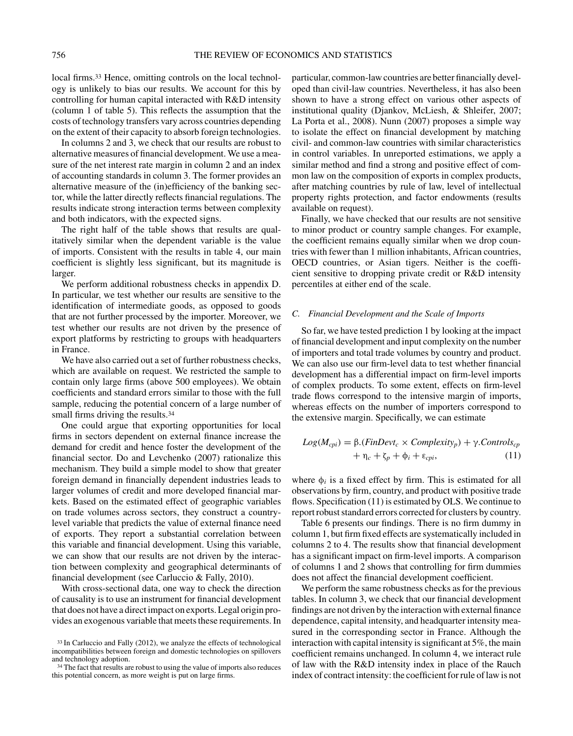local firms.[33] Hence, omitting controls on the local technology is unlikely to bias our results. We account for this by controlling for human capital interacted with R&D intensity (column 1 of table 5). This reflects the assumption that the costs of technology transfers vary across countries depending on the extent of their capacity to absorb foreign technologies.

In columns 2 and 3, we check that our results are robust to alternative measures of financial development. We use a measure of the net interest rate margin in column 2 and an index of accounting standards in column 3. The former provides an alternative measure of the (in)efficiency of the banking sector, while the latter directly reflects financial regulations. The results indicate strong interaction terms between complexity and both indicators, with the expected signs.

The right half of the table shows that results are qualitatively similar when the dependent variable is the value of imports. Consistent with the results in table 4, our main coefficient is slightly less significant, but its magnitude is larger.

We perform additional robustness checks in appendix D. In particular, we test whether our results are sensitive to the identification of intermediate goods, as opposed to goods that are not further processed by the importer. Moreover, we test whether our results are not driven by the presence of export platforms by restricting to groups with headquarters in France.

We have also carried out a set of further robustness checks, which are available on request. We restricted the sample to contain only large firms (above 500 employees). We obtain coefficients and standard errors similar to those with the full sample, reducing the potential concern of a large number of small firms driving the results.[34]

One could argue that exporting opportunities for local firms in sectors dependent on external finance increase the demand for credit and hence foster the development of the financial sector. Do and Levchenko (2007) rationalize this mechanism. They build a simple model to show that greater foreign demand in financially dependent industries leads to larger volumes of credit and more developed financial markets. Based on the estimated effect of geographic variables on trade volumes across sectors, they construct a country-level variable that predicts the value of external finance need of exports. They report a substantial correlation between this variable and financial development. Using this variable, we can show that our results are not driven by the interaction between complexity and geographical determinants of financial development (see Carluccio & Fally, 2010).

With cross-sectional data, one way to check the direction of causality is to use an instrument for financial development that does not have a direct impact on exports. Legal origin provides an exogenous variable that meets these requirements. In particular, common-law countries are better financially developed than civil-law countries. Nevertheless, it has also been shown to have a strong effect on various other aspects of institutional quality (Djankov, McLiesh, & Shleifer, 2007; La Porta et al., 2008). Nunn (2007) proposes a simple way to isolate the effect on financial development by matching civil- and common-law countries with similar characteristics in control variables. In unreported estimations, we apply a similar method and find a strong and positive effect of common law on the composition of exports in complex products, after matching countries by rule of law, level of intellectual property rights protection, and factor endowments (results available on request).

Finally, we have checked that our results are not sensitive to minor product or country sample changes. For example, the coefficient remains equally similar when we drop countries with fewer than 1 million inhabitants, African countries, OECD countries, or Asian tigers. Neither is the coefficient sensitive to dropping private credit or R&D intensity percentiles at either end of the scale.

### C. Financial Development and the Scale of Imports

So far, we have tested prediction 1 by looking at the impact of financial development and input complexity on the number of importers and total trade volumes by country and product. We can also use our firm-level data to test whether financial development has a differential impact on firm-level imports of complex products. To some extent, effects on firm-level trade flows correspond to the intensive margin of imports, whereas effects on the number of importers correspond to the extensive margin. Specifically, we can estimate

$$Log(M_{cpi}) = \beta.(FinDevt_c \times Complexity_p) + \gamma.Controls_{cp} + \eta_c + \zeta_p + \phi_i + \varepsilon_{cpi}, \tag{11}$$

where $\phi_i$ is a fixed effect by firm. This is estimated for all observations by firm, country, and product with positive trade flows. Specification (11) is estimated by OLS. We continue to report robust standard errors corrected for clusters by country.

Table 6 presents our findings. There is no firm dummy in column 1, but firm fixed effects are systematically included in columns 2 to 4. The results show that financial development has a significant impact on firm-level imports. A comparison of columns 1 and 2 shows that controlling for firm dummies does not affect the financial development coefficient.

We perform the same robustness checks as for the previous tables. In column 3, we check that our financial development findings are not driven by the interaction with external finance dependence, capital intensity, and headquarter intensity measured in the corresponding sector in France. Although the interaction with capital intensity is significant at 5%, the main coefficient remains unchanged. In column 4, we interact rule of law with the R&D intensity index in place of the Rauch index of contract intensity: the coefficient for rule of law is not

[33] In Carluccio and Fally (2012), we analyze the effects of technological incompatibilities between foreign and domestic technologies on spillovers and technology adoption.

[34] The fact that results are robust to using the value of imports also reduces this potential concern, as more weight is put on large firms.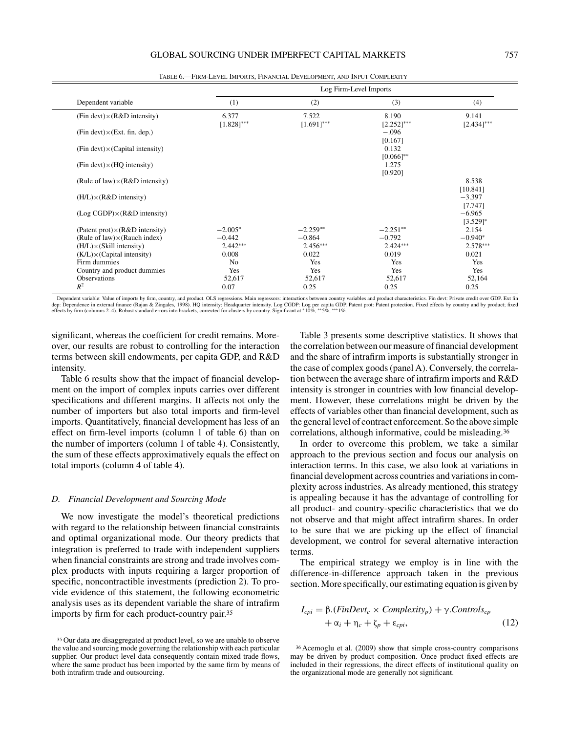TABLE 6.—FIRM-LEVEL IMPORTS, FINANCIAL DEVELOPMENT, AND INPUT COMPLEXITY

| Dependent variable | Log Firm-Level Imports | | | |
|---|---|---|---|---|
| | (1) | (2) | (3) | (4) |
| (Fin devt)×(R&D intensity) | 6.377 | 7.522 | 8.190 | 9.141 |
| | [1.828]*** | [1.691]*** | [2.252]*** | [2.434]*** |
| (Fin devt)×(Ext. fin. dep.) | | | −.096 | |
| | | | [0.167] | |
| (Fin devt)×(Capital intensity) | | | 0.132 | |
| | | | [0.066]** | |
| (Fin devt)×(HQ intensity) | | | 1.275 | |
| | | | [0.920] | |
| (Rule of law)×(R&D intensity) | | | | 8.538 |
| | | | | [10.841] |
| (H/L)×(R&D intensity) | | | | −3.397 |
| | | | | [7.747] |
| (Log CGDP)×(R&D intensity) | | | | −6.965 |
| | | | | [3.529]* |
| (Patent prot)×(R&D intensity) | −2.005* | −2.259** | −2.251** | 2.154 |
| (Rule of law)×(Rauch index) | −0.442 | −0.864 | −0.792 | −0.940* |
| (H/L)×(Skill intensity) | 2.442*** | 2.456*** | 2.424*** | 2.578*** |
| (K/L)×(Capital intensity) | 0.008 | 0.022 | 0.019 | 0.021 |
| Firm dummies | No | Yes | Yes | Yes |
| Country and product dummies | Yes | Yes | Yes | Yes |
| Observations | 52,617 | 52,617 | 52,617 | 52,164 |
| $R^2$ | 0.07 | 0.25 | 0.25 | 0.25 |

Dependent variable: Value of imports by firm, country, and product. OLS regressions. Main regressors: interactions between country variables and product characteristics. Fin devt: Private credit over GDP. Ext fin dep: Dependence in external finance (Rajan & Zingales, 1998). HQ intensity: Headquarter intensity. Log CGDP: Log per capita GDP. Patent prot: Patent protection. Fixed effects by country and by product; fixed effects by firm (columns 2–4). Robust standard errors into brackets, corrected for clusters by country. Significant at *10%, **5%, ***1%.

significant, whereas the coefficient for credit remains. Moreover, our results are robust to controlling for the interaction terms between skill endowments, per capita GDP, and R&D intensity.

Table 6 results show that the impact of financial development on the import of complex inputs carries over different specifications and different margins. It affects not only the number of importers but also total imports and firm-level imports. Quantitatively, financial development has less of an effect on firm-level imports (column 1 of table 6) than on the number of importers (column 1 of table 4). Consistently, the sum of these effects approximatively equals the effect on total imports (column 4 of table 4).

### D. *Financial Development and Sourcing Mode*

We now investigate the model's theoretical predictions with regard to the relationship between financial constraints and optimal organizational mode. Our theory predicts that integration is preferred to trade with independent suppliers when financial constraints are strong and trade involves complex products with inputs requiring a larger proportion of specific, noncontractible investments (prediction 2). To provide evidence of this statement, the following econometric analysis uses as its dependent variable the share of intrafirm imports by firm for each product-country pair.[35]

[35] Our data are disaggregated at product level, so we are unable to observe the value and sourcing mode governing the relationship with each particular supplier. Our product-level data consequently contain mixed trade flows, where the same product has been imported by the same firm by means of both intrafirm trade and outsourcing.

Table 3 presents some descriptive statistics. It shows that the correlation between our measure of financial development and the share of intrafirm imports is substantially stronger in the case of complex goods (panel A). Conversely, the correlation between the average share of intrafirm imports and R&D intensity is stronger in countries with low financial development. However, these correlations might be driven by the effects of variables other than financial development, such as the general level of contract enforcement. So the above simple correlations, although informative, could be misleading.[36]

In order to overcome this problem, we take a similar approach to the previous section and focus our analysis on interaction terms. In this case, we also look at variations in financial development across countries and variations in complexity across industries. As already mentioned, this strategy is appealing because it has the advantage of controlling for all product- and country-specific characteristics that we do not observe and that might affect intrafirm shares. In order to be sure that we are picking up the effect of financial development, we control for several alternative interaction terms.

The empirical strategy we employ is in line with the difference-in-difference approach taken in the previous section. More specifically, our estimating equation is given by

$$I_{cpi} = \beta.(FinDevt_c \times Complexity_p) + \gamma.Controls_{cp} + \alpha_i + \eta_c + \zeta_p + \varepsilon_{cpi}, \tag{12}$$

[36] Acemoglu et al. (2009) show that simple cross-country comparisons may be driven by product composition. Once product fixed effects are included in their regressions, the direct effects of institutional quality on the organizational mode are generally not significant.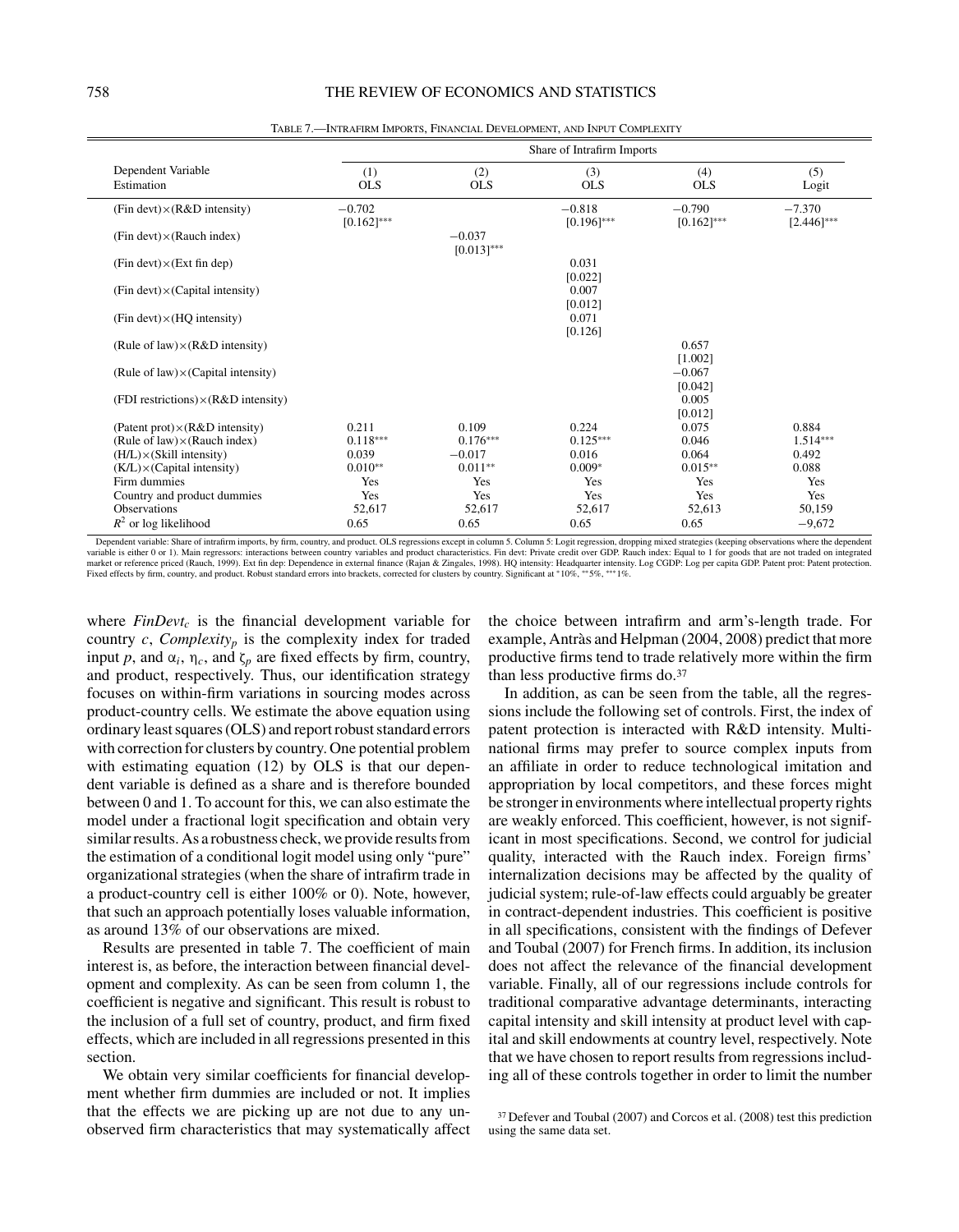TABLE 7.—INTRAFIRM IMPORTS, FINANCIAL DEVELOPMENT, AND INPUT COMPLEXITY

| Dependent Variable | Share of Intrafirm Imports | | | | |
|---|---|---|---|---|---|
| Estimation | (1) OLS | (2) OLS | (3) OLS | (4) OLS | (5) Logit |
| (Fin devt)×(R&D intensity) | −0.702 [0.162]*** | | −0.818 [0.196]*** | −0.790 [0.162]*** | −7.370 [2.446]*** |
| (Fin devt)×(Rauch index) | | −0.037 [0.013]*** | | | |
| (Fin devt)×(Ext fin dep) | | | 0.031 [0.022] | | |
| (Fin devt)×(Capital intensity) | | | 0.007 [0.012] | | |
| (Fin devt)×(HQ intensity) | | | 0.071 [0.126] | | |
| (Rule of law)×(R&D intensity) | | | | 0.657 [1.002] | |
| (Rule of law)×(Capital intensity) | | | | −0.067 [0.042] | |
| (FDI restrictions)×(R&D intensity) | | | | 0.005 [0.012] | |
| (Patent prot)×(R&D intensity) | 0.211 | 0.109 | 0.224 | 0.075 | 0.884 |
| (Rule of law)×(Rauch index) | 0.118*** | 0.176*** | 0.125*** | 0.046 | 1.514*** |
| (H/L)×(Skill intensity) | 0.039 | −0.017 | 0.016 | 0.064 | 0.492 |
| (K/L)×(Capital intensity) | 0.010** | 0.011** | 0.009* | 0.015** | 0.088 |
| Firm dummies | Yes | Yes | Yes | Yes | Yes |
| Country and product dummies | Yes | Yes | Yes | Yes | Yes |
| Observations | 52,617 | 52,617 | 52,617 | 52,613 | 50,159 |
| $R^2$ or log likelihood | 0.65 | 0.65 | 0.65 | 0.65 | −9,672 |

Dependent variable: Share of intrafirm imports, by firm, country, and product. OLS regressions except in column 5. Column 5: Logit regression, dropping mixed strategies (keeping observations where the dependent variable is either 0 or 1). Main regressors: interactions between country variables and product characteristics. Fin devt: Private credit over GDP. Rauch index: Equal to 1 for goods that are not traded on integrated market or reference priced (Rauch, 1999). Ext fin dep: Dependence in external finance (Rajan & Zingales, 1998). HQ intensity: Headquarter intensity. Log CGDP: Log per capita GDP. Patent prot: Patent protection. Fixed effects by firm, country, and product. Robust standard errors into brackets, corrected for clusters by country. Significant at *10%, **5%, ***1%.

where $FinDevt_c$ is the financial development variable for country $c$, $Complexity_p$ is the complexity index for traded input $p$, and $\alpha_i$, $\eta_c$, and $\zeta_p$ are fixed effects by firm, country, and product, respectively. Thus, our identification strategy focuses on within-firm variations in sourcing modes across product-country cells. We estimate the above equation using ordinary least squares (OLS) and report robust standard errors with correction for clusters by country. One potential problem with estimating equation (12) by OLS is that our dependent variable is defined as a share and is therefore bounded between 0 and 1. To account for this, we can also estimate the model under a fractional logit specification and obtain very similar results. As a robustness check, we provide results from the estimation of a conditional logit model using only "pure" organizational strategies (when the share of intrafirm trade in a product-country cell is either 100% or 0). Note, however, that such an approach potentially loses valuable information, as around 13% of our observations are mixed.

Results are presented in table 7. The coefficient of main interest is, as before, the interaction between financial development and complexity. As can be seen from column 1, the coefficient is negative and significant. This result is robust to the inclusion of a full set of country, product, and firm fixed effects, which are included in all regressions presented in this section.

We obtain very similar coefficients for financial development whether firm dummies are included or not. It implies that the effects we are picking up are not due to any unobserved firm characteristics that may systematically affect the choice between intrafirm and arm's-length trade. For example, Antràs and Helpman (2004, 2008) predict that more productive firms tend to trade relatively more within the firm than less productive firms do.[37]

In addition, as can be seen from the table, all the regressions include the following set of controls. First, the index of patent protection is interacted with R&D intensity. Multinational firms may prefer to source complex inputs from an affiliate in order to reduce technological imitation and appropriation by local competitors, and these forces might be stronger in environments where intellectual property rights are weakly enforced. This coefficient, however, is not significant in most specifications. Second, we control for judicial quality, interacted with the Rauch index. Foreign firms' internalization decisions may be affected by the quality of judicial system; rule-of-law effects could arguably be greater in contract-dependent industries. This coefficient is positive in all specifications, consistent with the findings of Defever and Toubal (2007) for French firms. In addition, its inclusion does not affect the relevance of the financial development variable. Finally, all of our regressions include controls for traditional comparative advantage determinants, interacting capital intensity and skill intensity at product level with capital and skill endowments at country level, respectively. Note that we have chosen to report results from regressions including all of these controls together in order to limit the number

[37] Defever and Toubal (2007) and Corcos et al. (2008) test this prediction using the same data set.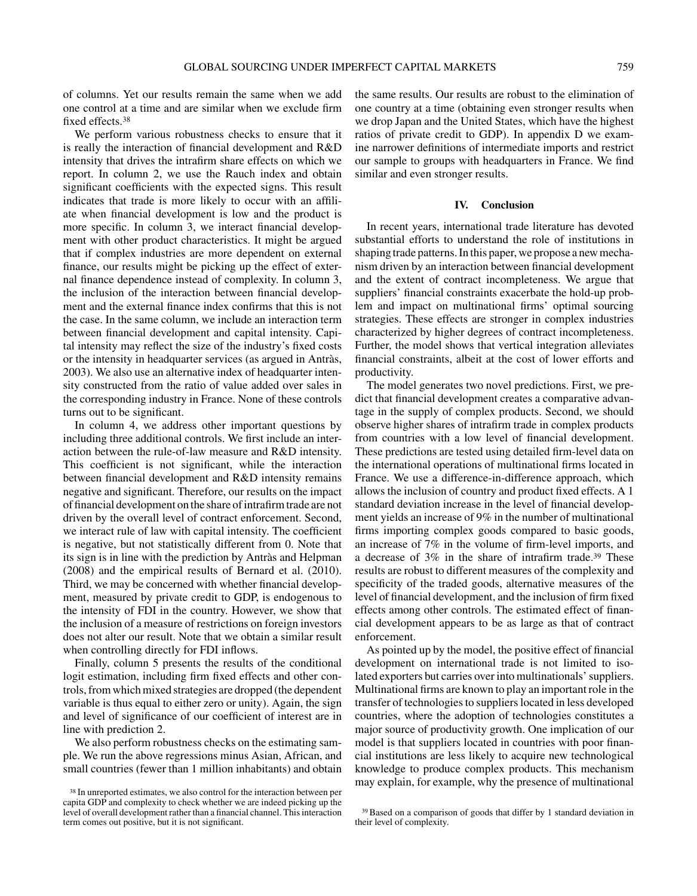of columns. Yet our results remain the same when we add one control at a time and are similar when we exclude firm fixed effects.[38]

We perform various robustness checks to ensure that it is really the interaction of financial development and R&D intensity that drives the intrafirm share effects on which we report. In column 2, we use the Rauch index and obtain significant coefficients with the expected signs. This result indicates that trade is more likely to occur with an affiliate when financial development is low and the product is more specific. In column 3, we interact financial development with other product characteristics. It might be argued that if complex industries are more dependent on external finance, our results might be picking up the effect of external finance dependence instead of complexity. In column 3, the inclusion of the interaction between financial development and the external finance index confirms that this is not the case. In the same column, we include an interaction term between financial development and capital intensity. Capital intensity may reflect the size of the industry's fixed costs or the intensity in headquarter services (as argued in Antràs, 2003). We also use an alternative index of headquarter intensity constructed from the ratio of value added over sales in the corresponding industry in France. None of these controls turns out to be significant.

In column 4, we address other important questions by including three additional controls. We first include an interaction between the rule-of-law measure and R&D intensity. This coefficient is not significant, while the interaction between financial development and R&D intensity remains negative and significant. Therefore, our results on the impact of financial development on the share of intrafirm trade are not driven by the overall level of contract enforcement. Second, we interact rule of law with capital intensity. The coefficient is negative, but not statistically different from 0. Note that its sign is in line with the prediction by Antràs and Helpman (2008) and the empirical results of Bernard et al. (2010). Third, we may be concerned with whether financial development, measured by private credit to GDP, is endogenous to the intensity of FDI in the country. However, we show that the inclusion of a measure of restrictions on foreign investors does not alter our result. Note that we obtain a similar result when controlling directly for FDI inflows.

Finally, column 5 presents the results of the conditional logit estimation, including firm fixed effects and other controls, from which mixed strategies are dropped (the dependent variable is thus equal to either zero or unity). Again, the sign and level of significance of our coefficient of interest are in line with prediction 2.

We also perform robustness checks on the estimating sample. We run the above regressions minus Asian, African, and small countries (fewer than 1 million inhabitants) and obtain the same results. Our results are robust to the elimination of one country at a time (obtaining even stronger results when we drop Japan and the United States, which have the highest ratios of private credit to GDP). In appendix D we examine narrower definitions of intermediate imports and restrict our sample to groups with headquarters in France. We find similar and even stronger results.

## IV. Conclusion

In recent years, international trade literature has devoted substantial efforts to understand the role of institutions in shaping trade patterns. In this paper, we propose a new mechanism driven by an interaction between financial development and the extent of contract incompleteness. We argue that suppliers' financial constraints exacerbate the hold-up problem and impact on multinational firms' optimal sourcing strategies. These effects are stronger in complex industries characterized by higher degrees of contract incompleteness. Further, the model shows that vertical integration alleviates financial constraints, albeit at the cost of lower efforts and productivity.

The model generates two novel predictions. First, we predict that financial development creates a comparative advantage in the supply of complex products. Second, we should observe higher shares of intrafirm trade in complex products from countries with a low level of financial development. These predictions are tested using detailed firm-level data on the international operations of multinational firms located in France. We use a difference-in-difference approach, which allows the inclusion of country and product fixed effects. A 1 standard deviation increase in the level of financial development yields an increase of 9% in the number of multinational firms importing complex goods compared to basic goods, an increase of 7% in the volume of firm-level imports, and a decrease of 3% in the share of intrafirm trade.[39] These results are robust to different measures of the complexity and specificity of the traded goods, alternative measures of the level of financial development, and the inclusion of firm fixed effects among other controls. The estimated effect of financial development appears to be as large as that of contract enforcement.

As pointed up by the model, the positive effect of financial development on international trade is not limited to isolated exporters but carries over into multinationals' suppliers. Multinational firms are known to play an important role in the transfer of technologies to suppliers located in less developed countries, where the adoption of technologies constitutes a major source of productivity growth. One implication of our model is that suppliers located in countries with poor financial institutions are less likely to acquire new technological knowledge to produce complex products. This mechanism may explain, for example, why the presence of multinational

[38] In unreported estimates, we also control for the interaction between per capita GDP and complexity to check whether we are indeed picking up the level of overall development rather than a financial channel. This interaction term comes out positive, but it is not significant.

[39] Based on a comparison of goods that differ by 1 standard deviation in their level of complexity.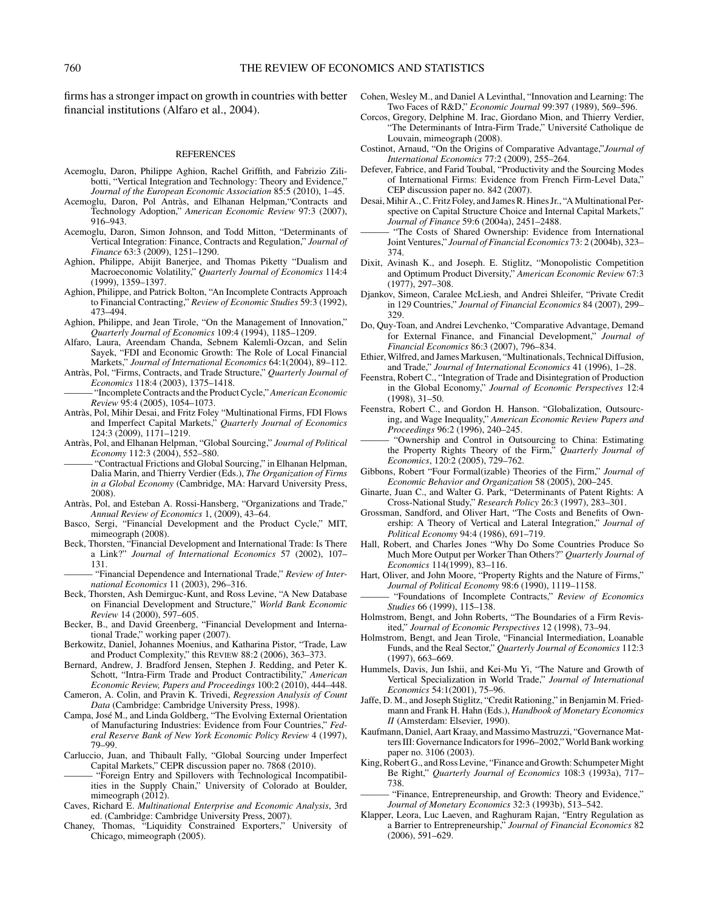firms has a stronger impact on growth in countries with better financial institutions (Alfaro et al., 2004).

## REFERENCES

Acemoglu, Daron, Philippe Aghion, Rachel Griffith, and Fabrizio Zilibotti, "Vertical Integration and Technology: Theory and Evidence," *Journal of the European Economic Association* 85:5 (2010), 1–45.

Acemoglu, Daron, Pol Antràs, and Elhanan Helpman,"Contracts and Technology Adoption," *American Economic Review* 97:3 (2007), 916–943.

Acemoglu, Daron, Simon Johnson, and Todd Mitton, "Determinants of Vertical Integration: Finance, Contracts and Regulation," *Journal of Finance* 63:3 (2009), 1251–1290.

Aghion, Philippe, Abijit Banerjee, and Thomas Piketty "Dualism and Macroeconomic Volatility," *Quarterly Journal of Economics* 114:4 (1999), 1359–1397.

Aghion, Philippe, and Patrick Bolton, "An Incomplete Contracts Approach to Financial Contracting," *Review of Economic Studies* 59:3 (1992), 473–494.

Aghion, Philippe, and Jean Tirole, "On the Management of Innovation," *Quarterly Journal of Economics* 109:4 (1994), 1185–1209.

Alfaro, Laura, Areendam Chanda, Sebnem Kalemli-Ozcan, and Selin Sayek, "FDI and Economic Growth: The Role of Local Financial Markets," *Journal of International Economics* 64:1(2004), 89–112.

Antràs, Pol, "Firms, Contracts, and Trade Structure," *Quarterly Journal of Economics* 118:4 (2003), 1375–1418.

——— "Incomplete Contracts and the Product Cycle," *American Economic Review* 95:4 (2005), 1054–1073.

Antràs, Pol, Mihir Desai, and Fritz Foley "Multinational Firms, FDI Flows and Imperfect Capital Markets," *Quarterly Journal of Economics* 124:3 (2009), 1171–1219.

Antràs, Pol, and Elhanan Helpman, "Global Sourcing," *Journal of Political Economy* 112:3 (2004), 552–580.

——— "Contractual Frictions and Global Sourcing," in Elhanan Helpman, Dalia Marin, and Thierry Verdier (Eds.), *The Organization of Firms in a Global Economy* (Cambridge, MA: Harvard University Press, 2008).

Antràs, Pol, and Esteban A. Rossi-Hansberg, "Organizations and Trade," *Annual Review of Economics* 1, (2009), 43–64.

Basco, Sergi, "Financial Development and the Product Cycle," MIT, mimeograph (2008).

Beck, Thorsten, "Financial Development and International Trade: Is There a Link?" *Journal of International Economics* 57 (2002), 107–131.

——— "Financial Dependence and International Trade," *Review of International Economics* 11 (2003), 296–316.

Beck, Thorsten, Ash Demirguc-Kunt, and Ross Levine, "A New Database on Financial Development and Structure," *World Bank Economic Review* 14 (2000), 597–605.

Becker, B., and David Greenberg, "Financial Development and International Trade," working paper (2007).

Berkowitz, Daniel, Johannes Moenius, and Katharina Pistor, "Trade, Law and Product Complexity," this REVIEW 88:2 (2006), 363–373.

Bernard, Andrew, J. Bradford Jensen, Stephen J. Redding, and Peter K. Schott, "Intra-Firm Trade and Product Contractibility," *American Economic Review, Papers and Proceedings* 100:2 (2010), 444–448.

Cameron, A. Colin, and Pravin K. Trivedi, *Regression Analysis of Count Data* (Cambridge: Cambridge University Press, 1998).

Campa, José M., and Linda Goldberg, "The Evolving External Orientation of Manufacturing Industries: Evidence from Four Countries," *Federal Reserve Bank of New York Economic Policy Review* 4 (1997), 79–99.

Carluccio, Juan, and Thibault Fally, "Global Sourcing under Imperfect Capital Markets," CEPR discussion paper no. 7868 (2010).

——— "Foreign Entry and Spillovers with Technological Incompatibilities in the Supply Chain," University of Colorado at Boulder, mimeograph (2012).

Caves, Richard E. *Multinational Enterprise and Economic Analysis*, 3rd ed. (Cambridge: Cambridge University Press, 2007).

Chaney, Thomas, "Liquidity Constrained Exporters," University of Chicago, mimeograph (2005).

Cohen, Wesley M., and Daniel A Levinthal, "Innovation and Learning: The Two Faces of R&D," *Economic Journal* 99:397 (1989), 569–596.

Corcos, Gregory, Delphine M. Irac, Giordano Mion, and Thierry Verdier, "The Determinants of Intra-Firm Trade," Université Catholique de Louvain, mimeograph (2008).

Costinot, Arnaud, "On the Origins of Comparative Advantage,"*Journal of International Economics* 77:2 (2009), 255–264.

Defever, Fabrice, and Farid Toubal, "Productivity and the Sourcing Modes of International Firms: Evidence from French Firm-Level Data," CEP discussion paper no. 842 (2007).

Desai, Mihir A., C. Fritz Foley, and James R. Hines Jr., "A Multinational Perspective on Capital Structure Choice and Internal Capital Markets," *Journal of Finance* 59:6 (2004a), 2451–2488.

——— "The Costs of Shared Ownership: Evidence from International Joint Ventures," *Journal of Financial Economics* 73: 2 (2004b), 323–374.

Dixit, Avinash K., and Joseph. E. Stiglitz, "Monopolistic Competition and Optimum Product Diversity," *American Economic Review* 67:3 (1977), 297–308.

Djankov, Simeon, Caralee McLiesh, and Andrei Shleifer, "Private Credit in 129 Countries," *Journal of Financial Economics* 84 (2007), 299–329.

Do, Quy-Toan, and Andrei Levchenko, "Comparative Advantage, Demand for External Finance, and Financial Development," *Journal of Financial Economics* 86:3 (2007), 796–834.

Ethier, Wilfred, and James Markusen, "Multinationals, Technical Diffusion, and Trade," *Journal of International Economics* 41 (1996), 1–28.

Feenstra, Robert C., "Integration of Trade and Disintegration of Production in the Global Economy," *Journal of Economic Perspectives* 12:4 (1998), 31–50.

Feenstra, Robert C., and Gordon H. Hanson. "Globalization, Outsourcing, and Wage Inequality," *American Economic Review Papers and Proceedings* 96:2 (1996), 240–245.

——— "Ownership and Control in Outsourcing to China: Estimating the Property Rights Theory of the Firm," *Quarterly Journal of Economics*, 120:2 (2005), 729–762.

Gibbons, Robert "Four Formal(izable) Theories of the Firm," *Journal of Economic Behavior and Organization* 58 (2005), 200–245.

Ginarte, Juan C., and Walter G. Park, "Determinants of Patent Rights: A Cross-National Study," *Research Policy* 26:3 (1997), 283–301.

Grossman, Sandford, and Oliver Hart, "The Costs and Benefits of Ownership: A Theory of Vertical and Lateral Integration," *Journal of Political Economy* 94:4 (1986), 691–719.

Hall, Robert, and Charles Jones "Why Do Some Countries Produce So Much More Output per Worker Than Others?" *Quarterly Journal of Economics* 114(1999), 83–116.

Hart, Oliver, and John Moore, "Property Rights and the Nature of Firms," *Journal of Political Economy* 98:6 (1990), 1119–1158.

——— "Foundations of Incomplete Contracts," *Review of Economics Studies* 66 (1999), 115–138.

Holmstrom, Bengt, and John Roberts, "The Boundaries of a Firm Revisited," *Journal of Economic Perspectives* 12 (1998), 73–94.

Holmstrom, Bengt, and Jean Tirole, "Financial Intermediation, Loanable Funds, and the Real Sector," *Quarterly Journal of Economics* 112:3 (1997), 663–669.

Hummels, Davis, Jun Ishii, and Kei-Mu Yi, "The Nature and Growth of Vertical Specialization in World Trade," *Journal of International Economics* 54:1(2001), 75–96.

Jaffe, D. M., and Joseph Stiglitz, "Credit Rationing," in Benjamin M. Friedmann and Frank H. Hahn (Eds.), *Handbook of Monetary Economics II* (Amsterdam: Elsevier, 1990).

Kaufmann, Daniel, Aart Kraay, and Massimo Mastruzzi, "Governance Matters III: Governance Indicators for 1996–2002," World Bank working paper no. 3106 (2003).

King, Robert G., and Ross Levine, "Finance and Growth: Schumpeter Might Be Right," *Quarterly Journal of Economics* 108:3 (1993a), 717–738.

——— "Finance, Entrepreneurship, and Growth: Theory and Evidence," *Journal of Monetary Economics* 32:3 (1993b), 513–542.

Klapper, Leora, Luc Laeven, and Raghuram Rajan, "Entry Regulation as a Barrier to Entrepreneurship," *Journal of Financial Economics* 82 (2006), 591–629.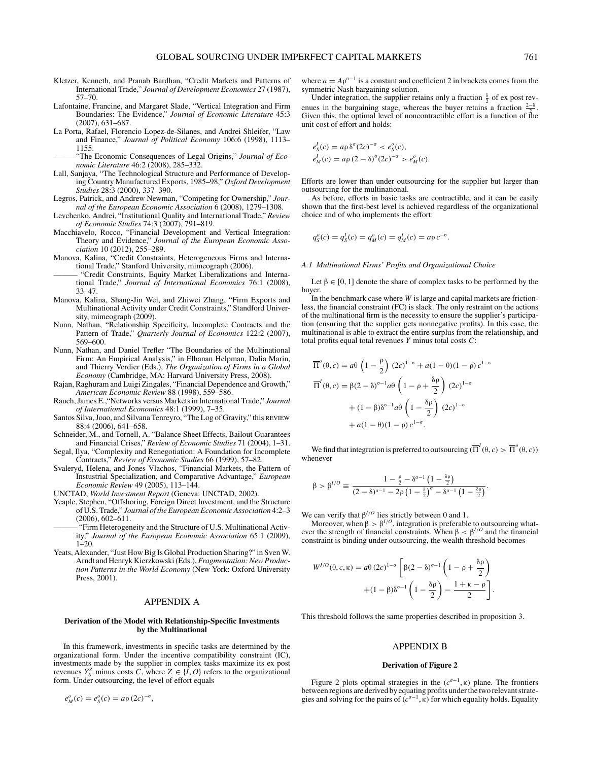Kletzer, Kenneth, and Pranab Bardhan, "Credit Markets and Patterns of International Trade," *Journal of Development Economics* 27 (1987), 57–70.

Lafontaine, Francine, and Margaret Slade, "Vertical Integration and Firm Boundaries: The Evidence," *Journal of Economic Literature* 45:3 (2007), 631–687.

La Porta, Rafael, Florencio Lopez-de-Silanes, and Andrei Shleifer, "Law and Finance," *Journal of Political Economy* 106:6 (1998), 1113–1155.

——— "The Economic Consequences of Legal Origins," *Journal of Economic Literature* 46:2 (2008), 285–332.

Lall, Sanjaya, "The Technological Structure and Performance of Developing Country Manufactured Exports, 1985–98," *Oxford Development Studies* 28:3 (2000), 337–390.

Legros, Patrick, and Andrew Newman, "Competing for Ownership," *Journal of the European Economic Association* 6 (2008), 1279–1308.

Levchenko, Andrei, "Institutional Quality and International Trade," *Review of Economic Studies* 74:3 (2007), 791–819.

Macchiavelo, Rocco, "Financial Development and Vertical Integration: Theory and Evidence," *Journal of the European Economic Association* 10 (2012), 255–289.

Manova, Kalina, "Credit Constraints, Heterogeneous Firms and International Trade," Stanford University, mimeograph (2006).

——— "Credit Constraints, Equity Market Liberalizations and International Trade," *Journal of International Economics* 76:1 (2008), 33–47.

Manova, Kalina, Shang-Jin Wei, and Zhiwei Zhang, "Firm Exports and Multinational Activity under Credit Constraints," Standford University, mimeograph (2009).

Nunn, Nathan, "Relationship Specificity, Incomplete Contracts and the Pattern of Trade," *Quarterly Journal of Economics* 122:2 (2007), 569–600.

Nunn, Nathan, and Daniel Trefler "The Boundaries of the Multinational Firm: An Empirical Analysis," in Elhanan Helpman, Dalia Marin, and Thierry Verdier (Eds.), *The Organization of Firms in a Global Economy* (Cambridge, MA: Harvard University Press, 2008).

Rajan, Raghuram and Luigi Zingales, "Financial Dependence and Growth," *American Economic Review* 88 (1998), 559–586.

Rauch, James E.,"Networks versus Markets in International Trade," *Journal of International Economics* 48:1 (1999), 7–35.

Santos Silva, Joao, and Silvana Tenreyro, "The Log of Gravity," this REVIEW 88:4 (2006), 641–658.

Schneider, M., and Tornell, A. "Balance Sheet Effects, Bailout Guarantees and Financial Crises," *Review of Economic Studies* 71 (2004), 1–31.

Segal, Ilya, "Complexity and Renegotiation: A Foundation for Incomplete Contracts," *Review of Economic Studies* 66 (1999), 57–82.

Svaleryd, Helena, and Jones Vlachos, "Financial Markets, the Pattern of Instustrial Specialization, and Comparative Advantage," *European Economic Review* 49 (2005), 113–144.

UNCTAD, *World Investment Report* (Geneva: UNCTAD, 2002).

Yeaple, Stephen, "Offshoring, Foreign Direct Investment, and the Structure of U.S. Trade," *Journal of the European Economic Association* 4:2–3 (2006), 602–611.

——— "Firm Heterogeneity and the Structure of U.S. Multinational Activity," *Journal of the European Economic Association* 65:1 (2009), 1–20.

Yeats, Alexander, "Just How Big Is Global Production Sharing?" in Sven W. Arndt and Henryk Kierzkowski (Eds.), *Fragmentation: New Production Patterns in the World Economy* (New York: Oxford University Press, 2001).

## APPENDIX A

### Derivation of the Model with Relationship-Specific Investments by the Multinational

In this framework, investments in specific tasks are determined by the organizational form. Under the incentive compatibility constraint (IC), investments made by the supplier in complex tasks maximize its ex post revenues $Y_S^Z$ minus costs $C$, where $Z \in \{I, O\}$ refers to the organizational form. Under outsourcing, the level of effort equals

$$e_M^o(c) = e_S^o(c) = a\rho\,(2c)^{-\sigma},$$

where $a = A\rho^{\sigma-1}$ is a constant and coefficient 2 in brackets comes from the symmetric Nash bargaining solution.

Under integration, the supplier retains only a fraction $\frac{\delta}{2}$ of ex post revenues in the bargaining stage, whereas the buyer retains a fraction $\frac{2-\delta}{2}$. Given this, the optimal level of noncontractible effort is a function of the unit cost of effort and holds:

$$e_S^I(c) = a\rho\,\delta^{\sigma}(2c)^{-\sigma} < e_S^o(c),$$
$$e_M^I(c) = a\rho\,(2-\delta)^{\sigma}(2c)^{-\sigma} > e_M^o(c).$$

Efforts are lower than under outsourcing for the supplier but larger than outsourcing for the multinational.

As before, efforts in basic tasks are contractible, and it can be easily shown that the first-best level is achieved regardless of the organizational choice and of who implements the effort:

$$q_S^o(c) = q_S^I(c) = q_M^o(c) = q_M^I(c) = a\rho\, c^{-\sigma}.$$

*A.1 Multinational Firms' Profits and Organizational Choice*

Let $\beta \in [0, 1]$ denote the share of complex tasks to be performed by the buyer.

In the benchmark case where $W$ is large and capital markets are frictionless, the financial constraint (FC) is slack. The only restraint on the actions of the multinational firm is the necessity to ensure the supplier's participation (ensuring that the supplier gets nonnegative profits). In this case, the multinational is able to extract the entire surplus from the relationship, and total profits equal total revenues $Y$ minus total costs $C$:

$$\overline{\Pi}^o(\theta, c) = a\theta\left(1 - \frac{\rho}{2}\right)(2c)^{1-\sigma} + a(1-\theta)(1-\rho)\,c^{1-\sigma}$$
$$\overline{\Pi}^I(\theta, c) = \beta(2-\delta)^{\sigma-1}a\theta\left(1 - \rho + \frac{\delta\rho}{2}\right)(2c)^{1-\sigma} + (1-\beta)\delta^{\sigma-1}a\theta\left(1 - \frac{\delta\rho}{2}\right)(2c)^{1-\sigma} + a(1-\theta)(1-\rho)\,c^{1-\sigma}.$$

We find that integration is preferred to outsourcing ($\overline{\Pi}^I(\theta, c) > \overline{\Pi}^o(\theta, c)$) whenever

$$\beta > \beta^{I/O} \equiv \frac{1 - \frac{\rho}{2} - \delta^{\sigma-1}\left(1 - \frac{\delta\rho}{2}\right)}{(2-\delta)^{\sigma-1} - 2\rho\left(1 - \frac{\delta}{2}\right)^{\sigma} - \delta^{\sigma-1}\left(1 - \frac{\delta\rho}{2}\right)}.$$

We can verify that $\beta^{I/O}$ lies strictly between 0 and 1.

Moreover, when $\beta > \beta^{I/O}$, integration is preferable to outsourcing whatever the strength of financial constraints. When $\beta < \beta^{I/O}$ and the financial constraint is binding under outsourcing, the wealth threshold becomes

$$W^{I/O}(\theta, c, \kappa) = a\theta\,(2c)^{1-\sigma}\left[\beta(2-\delta)^{\sigma-1}\left(1 - \rho + \frac{\delta\rho}{2}\right) + (1-\beta)\delta^{\sigma-1}\left(1 - \frac{\delta\rho}{2}\right) - \frac{1 + \kappa - \rho}{2}\right].$$

This threshold follows the same properties described in proposition 3.

## APPENDIX B

### Derivation of Figure 2

Figure 2 plots optimal strategies in the $(c^{\sigma-1}, \kappa)$ plane. The frontiers between regions are derived by equating profits under the two relevant strategies and solving for the pairs of $(c^{\sigma-1}, \kappa)$ for which equality holds. Equality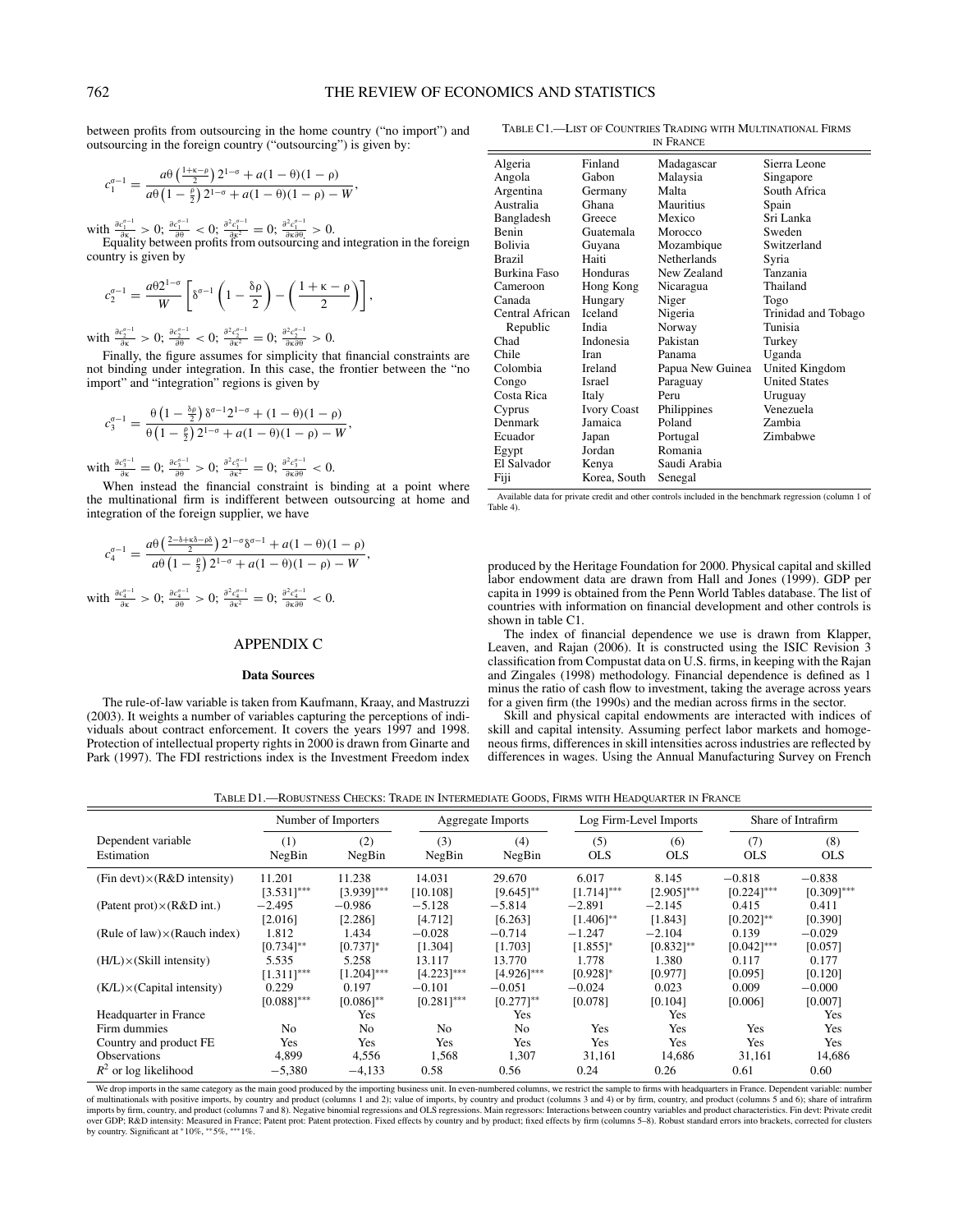between profits from outsourcing in the home country ("no import") and outsourcing in the foreign country ("outsourcing") is given by:

$$c_1^{\sigma-1} = \frac{a\theta\left(\frac{1+\kappa-\rho}{2}\right)2^{1-\sigma} + a(1-\theta)(1-\rho)}{a\theta\left(1-\frac{\rho}{2}\right)2^{1-\sigma} + a(1-\theta)(1-\rho) - W},$$

with $\frac{\partial c_1^{\sigma-1}}{\partial \kappa} > 0$; $\frac{\partial c_1^{\sigma-1}}{\partial \theta} < 0$; $\frac{\partial^2 c_1^{\sigma-1}}{\partial \kappa^2} = 0$; $\frac{\partial^2 c_1^{\sigma-1}}{\partial \kappa \partial \theta} > 0$.

Equality between profits from outsourcing and integration in the foreign country is given by

$$c_2^{\sigma-1} = \frac{a\theta 2^{1-\sigma}}{W}\left[\delta^{\sigma-1}\left(1-\frac{\delta\rho}{2}\right) - \left(\frac{1+\kappa-\rho}{2}\right)\right],$$

with $\frac{\partial c_2^{\sigma-1}}{\partial \kappa} > 0$; $\frac{\partial c_2^{\sigma-1}}{\partial \theta} < 0$; $\frac{\partial^2 c_2^{\sigma-1}}{\partial \kappa^2} = 0$; $\frac{\partial^2 c_2^{\sigma-1}}{\partial \kappa \partial \theta} > 0$.

Finally, the figure assumes for simplicity that financial constraints are not binding under integration. In this case, the frontier between the "no import" and "integration" regions is given by

$$c_3^{\sigma-1} = \frac{\theta\left(1-\frac{\delta\rho}{2}\right)\delta^{\sigma-1}2^{1-\sigma} + (1-\theta)(1-\rho)}{\theta\left(1-\frac{\rho}{2}\right)2^{1-\sigma} + a(1-\theta)(1-\rho) - W},$$

with $\frac{\partial c_3^{\sigma-1}}{\partial \kappa} = 0$; $\frac{\partial c_3^{\sigma-1}}{\partial \theta} > 0$; $\frac{\partial^2 c_3^{\sigma-1}}{\partial \kappa^2} = 0$; $\frac{\partial^2 c_3^{\sigma-1}}{\partial \kappa \partial \theta} < 0$.

When instead the financial constraint is binding at a point where the multinational firm is indifferent between outsourcing at home and integration of the foreign supplier, we have

$$c_4^{\sigma-1} = \frac{a\theta\left(\frac{2-\delta+\kappa\delta-\rho\delta}{2}\right)2^{1-\sigma}\delta^{\sigma-1} + a(1-\theta)(1-\rho)}{a\theta\left(1-\frac{\rho}{2}\right)2^{1-\sigma} + a(1-\theta)(1-\rho) - W},$$

with $\frac{\partial c_4^{\sigma-1}}{\partial \kappa} > 0$; $\frac{\partial c_4^{\sigma-1}}{\partial \theta} > 0$; $\frac{\partial^2 c_4^{\sigma-1}}{\partial \kappa^2} = 0$; $\frac{\partial^2 c_4^{\sigma-1}}{\partial \kappa \partial \theta} < 0$.

## APPENDIX C

### Data Sources

The rule-of-law variable is taken from Kaufmann, Kraay, and Mastruzzi (2003). It weights a number of variables capturing the perceptions of individuals about contract enforcement. It covers the years 1997 and 1998. Protection of intellectual property rights in 2000 is drawn from Ginarte and Park (1997). The FDI restrictions index is the Investment Freedom index produced by the Heritage Foundation for 2000. Physical capital and skilled labor endowment data are drawn from Hall and Jones (1999). GDP per capita in 1999 is obtained from the Penn World Tables database. The list of countries with information on financial development and other controls is shown in table C1.

The index of financial dependence we use is drawn from Klapper, Leaven, and Rajan (2006). It is constructed using the ISIC Revision 3 classification from Compustat data on U.S. firms, in keeping with the Rajan and Zingales (1998) methodology. Financial dependence is defined as 1 minus the ratio of cash flow to investment, taking the average across years for a given firm (the 1990s) and the median across firms in the sector.

Skill and physical capital endowments are interacted with indices of skill and capital intensity. Assuming perfect labor markets and homogeneous firms, differences in skill intensities across industries are reflected by differences in wages. Using the Annual Manufacturing Survey on French

TABLE C1.—LIST OF COUNTRIES TRADING WITH MULTINATIONAL FIRMS IN FRANCE

| | | | |
|---|---|---|---|
| Algeria | Finland | Madagascar | Sierra Leone |
| Angola | Gabon | Malaysia | Singapore |
| Argentina | Germany | Malta | South Africa |
| Australia | Ghana | Mauritius | Spain |
| Bangladesh | Greece | Mexico | Sri Lanka |
| Benin | Guatemala | Morocco | Sweden |
| Bolivia | Guyana | Mozambique | Switzerland |
| Brazil | Haiti | Netherlands | Syria |
| Burkina Faso | Honduras | New Zealand | Tanzania |
| Cameroon | Hong Kong | Nicaragua | Thailand |
| Canada | Hungary | Niger | Togo |
| Central African Republic | Iceland | Nigeria | Trinidad and Tobago |
| | India | Norway | Tunisia |
| Chad | Indonesia | Pakistan | Turkey |
| Chile | Iran | Panama | Uganda |
| Colombia | Ireland | Papua New Guinea | United Kingdom |
| Congo | Israel | Paraguay | United States |
| Costa Rica | Italy | Peru | Uruguay |
| Cyprus | Ivory Coast | Philippines | Venezuela |
| Denmark | Jamaica | Poland | Zambia |
| Ecuador | Japan | Portugal | Zimbabwe |
| Egypt | Jordan | Romania | |
| El Salvador | Kenya | Saudi Arabia | |
| Fiji | Korea, South | Senegal | |

Available data for private credit and other controls included in the benchmark regression (column 1 of Table 4).

TABLE D1.—ROBUSTNESS CHECKS: TRADE IN INTERMEDIATE GOODS, FIRMS WITH HEADQUARTER IN FRANCE

| | Number of Importers | | Aggregate Imports | | Log Firm-Level Imports | | Share of Intrafirm | |
|---|---|---|---|---|---|---|---|---|
| Dependent variable | (1) | (2) | (3) | (4) | (5) | (6) | (7) | (8) |
| Estimation | NegBin | NegBin | NegBin | NegBin | OLS | OLS | OLS | OLS |
| (Fin devt)×(R&D intensity) | 11.201 | 11.238 | 14.031 | 29.670 | 6.017 | 8.145 | −0.818 | −0.838 |
| | [3.531]*** | [3.939]*** | [10.108] | [9.645]** | [1.714]*** | [2.905]*** | [0.224]*** | [0.309]*** |
| (Patent prot)×(R&D int.) | −2.495 | −0.986 | −5.128 | −5.814 | −2.891 | −2.145 | 0.415 | 0.411 |
| | [2.016] | [2.286] | [4.712] | [6.263] | [1.406]** | [1.843] | [0.202]** | [0.390] |
| (Rule of law)×(Rauch index) | 1.812 | 1.434 | −0.028 | −0.714 | −1.247 | −2.104 | 0.139 | −0.029 |
| | [0.734]** | [0.737]* | [1.304] | [1.703] | [1.855]* | [0.832]** | [0.042]*** | [0.057] |
| (H/L)×(Skill intensity) | 5.535 | 5.258 | 13.117 | 13.770 | 1.778 | 1.380 | 0.117 | 0.177 |
| | [1.311]*** | [1.204]*** | [4.223]*** | [4.926]*** | [0.928]* | [0.977] | [0.095] | [0.120] |
| (K/L)×(Capital intensity) | 0.229 | 0.197 | −0.101 | −0.051 | −0.024 | 0.023 | 0.009 | −0.000 |
| | [0.088]*** | [0.086]** | [0.281]*** | [0.277]** | [0.078] | [0.104] | [0.006] | [0.007] |
| Headquarter in France | | Yes | | Yes | | Yes | | Yes |
| Firm dummies | No | No | No | No | Yes | Yes | Yes | Yes |
| Country and product FE | Yes | Yes | Yes | Yes | Yes | Yes | Yes | Yes |
| Observations | 4,899 | 4,556 | 1,568 | 1,307 | 31,161 | 14,686 | 31,161 | 14,686 |
| $R^2$ or log likelihood | −5,380 | −4,133 | 0.58 | 0.56 | 0.24 | 0.26 | 0.61 | 0.60 |

We drop imports in the same category as the main good produced by the importing business unit. In even-numbered columns, we restrict the sample to firms with headquarters in France. Dependent variable: number of multinationals with positive imports, by country and product (columns 1 and 2); value of imports, by country and product (columns 3 and 4) or by firm, country, and product (columns 5 and 6); share of intrafirm imports by firm, country, and product (columns 7 and 8). Negative binomial regressions and OLS regressions. Main regressors: Interactions between country variables and product characteristics. Fin devt: Private credit over GDP; R&D intensity: Measured in France; Patent prot: Patent protection. Fixed effects by country and by product; fixed effects by firm (columns 5–8). Robust standard errors into brackets, corrected for clusters by country. Significant at *10%, **5%, ***1%.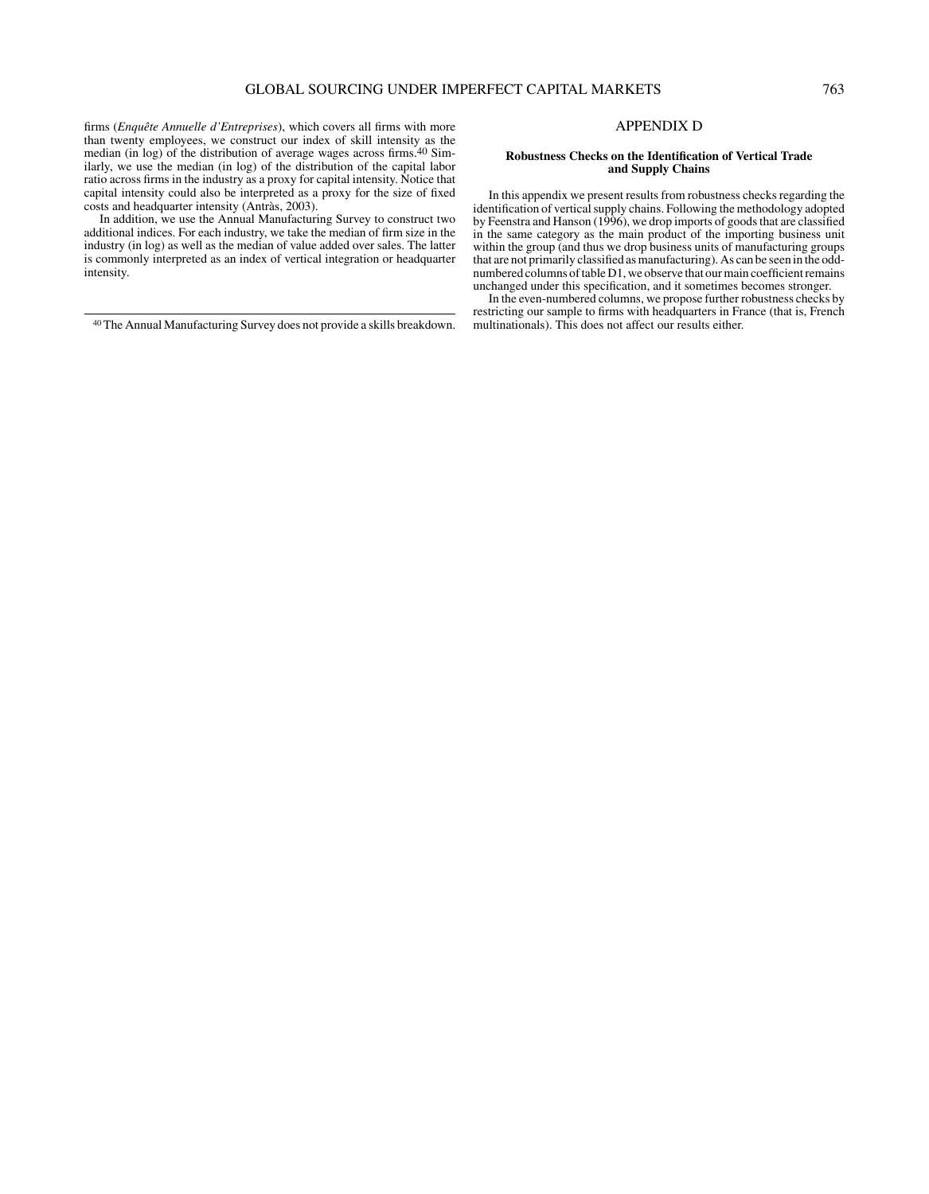firms (*Enquête Annuelle d'Entreprises*), which covers all firms with more than twenty employees, we construct our index of skill intensity as the median (in log) of the distribution of average wages across firms.[40] Similarly, we use the median (in log) of the distribution of the capital labor ratio across firms in the industry as a proxy for capital intensity. Notice that capital intensity could also be interpreted as a proxy for the size of fixed costs and headquarter intensity (Antràs, 2003).

In addition, we use the Annual Manufacturing Survey to construct two additional indices. For each industry, we take the median of firm size in the industry (in log) as well as the median of value added over sales. The latter is commonly interpreted as an index of vertical integration or headquarter intensity.

[40] The Annual Manufacturing Survey does not provide a skills breakdown.

## APPENDIX D

### Robustness Checks on the Identification of Vertical Trade and Supply Chains

In this appendix we present results from robustness checks regarding the identification of vertical supply chains. Following the methodology adopted by Feenstra and Hanson (1996), we drop imports of goods that are classified in the same category as the main product of the importing business unit within the group (and thus we drop business units of manufacturing groups that are not primarily classified as manufacturing). As can be seen in the odd-numbered columns of table D1, we observe that our main coefficient remains unchanged under this specification, and it sometimes becomes stronger.

In the even-numbered columns, we propose further robustness checks by restricting our sample to firms with headquarters in France (that is, French multinationals). This does not affect our results either.